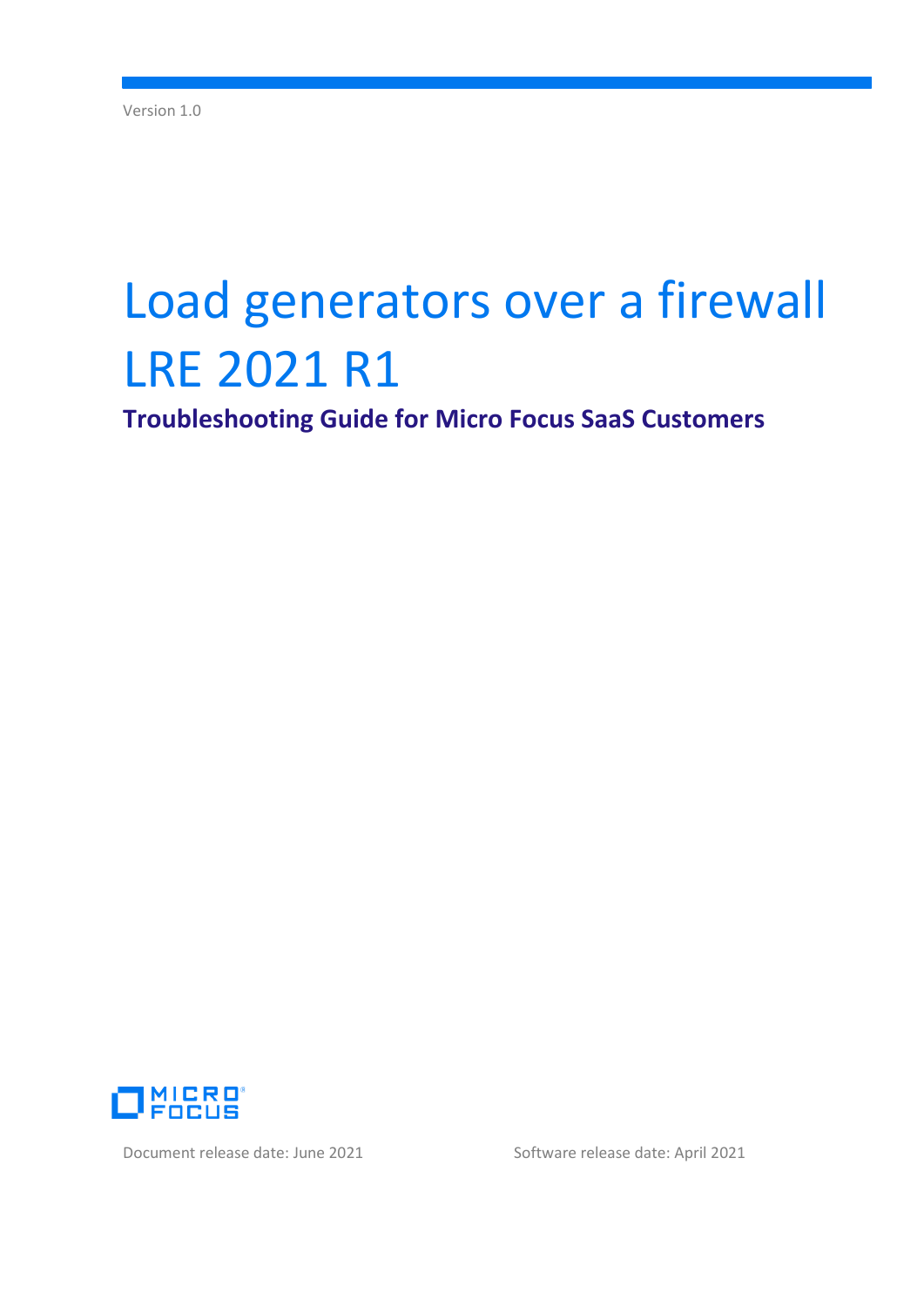Version 1.0

# Load generators over a firewall LRE 2021 R1

## Troubleshooting Guide for Micro Focus SaaS Customers

MICRO FOCUS

Document release date: June 2021

Software release date: April 2021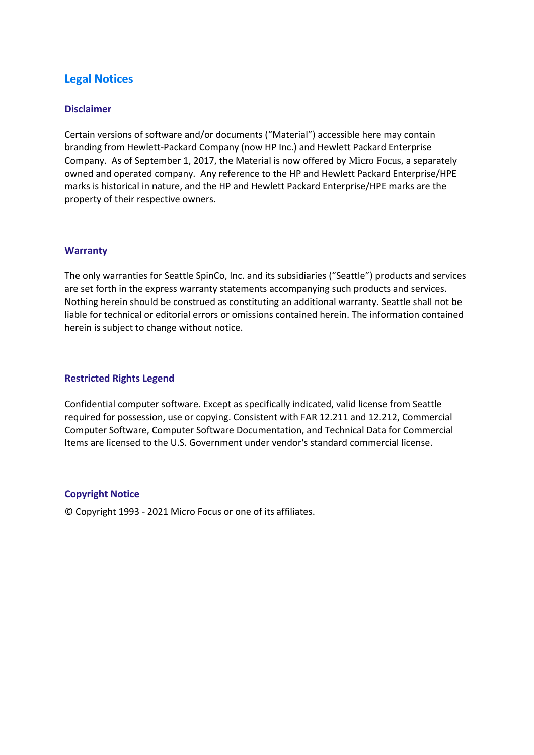# Legal Notices

## Disclaimer

Certain versions of software and/or documents (“Material”) accessible here may contain branding from Hewlett-Packard Company (now HP Inc.) and Hewlett Packard Enterprise Company. As of September 1, 2017, the Material is now offered by Micro Focus, a separately owned and operated company. Any reference to the HP and Hewlett Packard Enterprise/HPE marks is historical in nature, and the HP and Hewlett Packard Enterprise/HPE marks are the property of their respective owners.

## Warranty

The only warranties for Seattle SpinCo, Inc. and its subsidiaries (“Seattle”) products and services are set forth in the express warranty statements accompanying such products and services. Nothing herein should be construed as constituting an additional warranty. Seattle shall not be liable for technical or editorial errors or omissions contained herein. The information contained herein is subject to change without notice.

## Restricted Rights Legend

Confidential computer software. Except as specifically indicated, valid license from Seattle required for possession, use or copying. Consistent with FAR 12.211 and 12.212, Commercial Computer Software, Computer Software Documentation, and Technical Data for Commercial Items are licensed to the U.S. Government under vendor's standard commercial license.

## Copyright Notice

© Copyright 1993 - 2021 Micro Focus or one of its affiliates.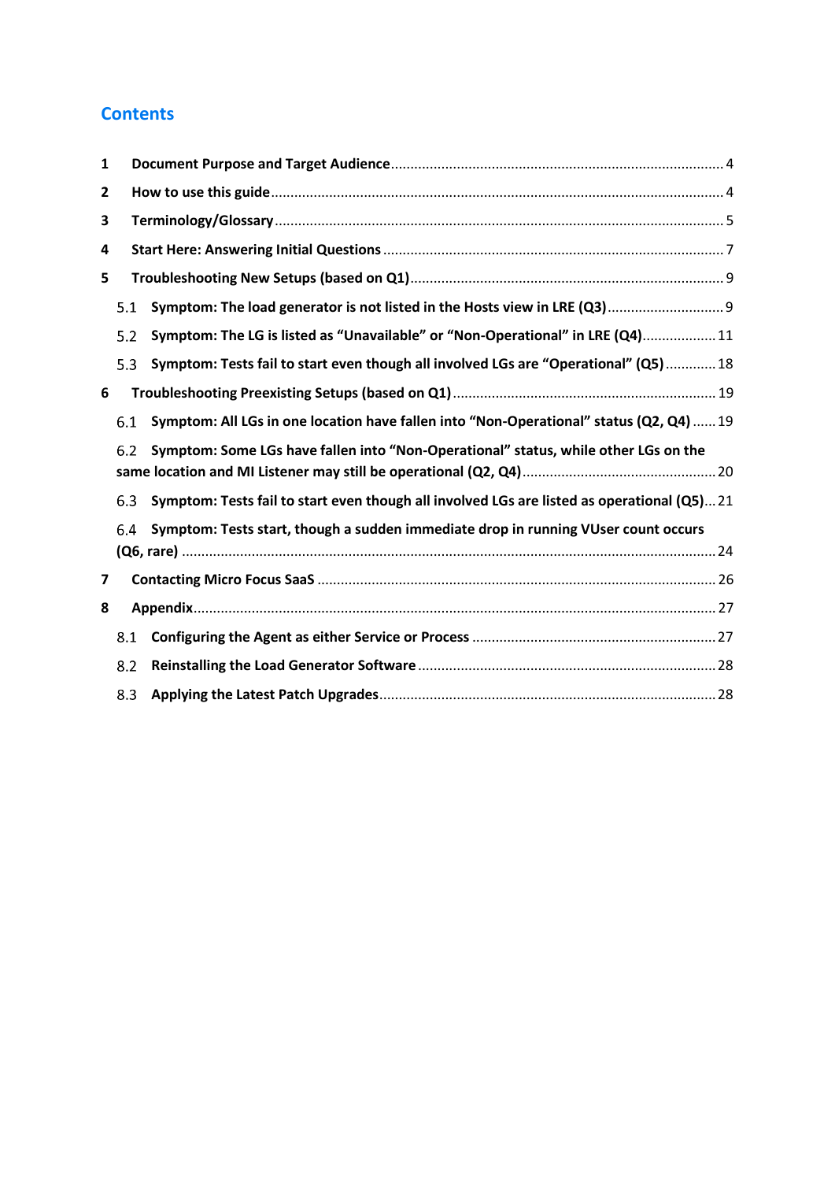# Contents

1 Document Purpose and Target Audience ..................... 4

2 How to use this guide ..................... 4

3 Terminology/Glossary ..................... 5

4 Start Here: Answering Initial Questions ..................... 7

5 Troubleshooting New Setups (based on Q1) ..................... 9

  5.1 Symptom: The load generator is not listed in the Hosts view in LRE (Q3) ..................... 9

  5.2 Symptom: The LG is listed as “Unavailable” or “Non-Operational” in LRE (Q4) ..................... 11

  5.3 Symptom: Tests fail to start even though all involved LGs are “Operational” (Q5) ..................... 18

6 Troubleshooting Preexisting Setups (based on Q1) ..................... 19

  6.1 Symptom: All LGs in one location have fallen into “Non-Operational” status (Q2, Q4) ..................... 19

  6.2 Symptom: Some LGs have fallen into “Non-Operational” status, while other LGs on the same location and MI Listener may still be operational (Q2, Q4) ..................... 20

  6.3 Symptom: Tests fail to start even though all involved LGs are listed as operational (Q5) ..................... 21

  6.4 Symptom: Tests start, though a sudden immediate drop in running VUser count occurs (Q6, rare) ..................... 24

7 Contacting Micro Focus SaaS ..................... 26

8 Appendix ..................... 27

  8.1 Configuring the Agent as either Service or Process ..................... 27

  8.2 Reinstalling the Load Generator Software ..................... 28

  8.3 Applying the Latest Patch Upgrades ..................... 28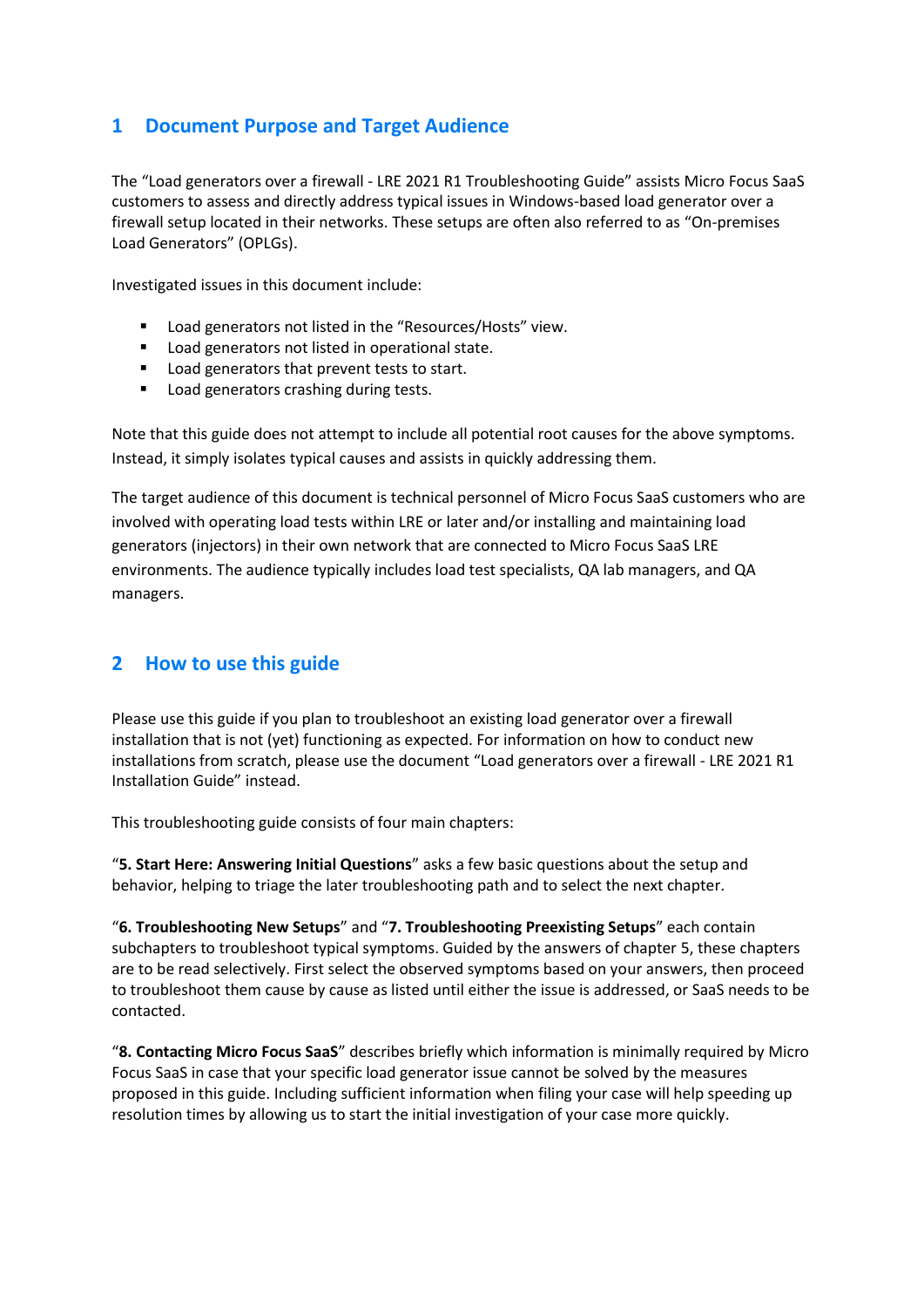# 1 Document Purpose and Target Audience

The "Load generators over a firewall - LRE 2021 R1 Troubleshooting Guide" assists Micro Focus SaaS customers to assess and directly address typical issues in Windows-based load generator over a firewall setup located in their networks. These setups are often also referred to as "On-premises Load Generators" (OPLGs).

Investigated issues in this document include:

- Load generators not listed in the "Resources/Hosts" view.
- Load generators not listed in operational state.
- Load generators that prevent tests to start.
- Load generators crashing during tests.

Note that this guide does not attempt to include all potential root causes for the above symptoms. Instead, it simply isolates typical causes and assists in quickly addressing them.

The target audience of this document is technical personnel of Micro Focus SaaS customers who are involved with operating load tests within LRE or later and/or installing and maintaining load generators (injectors) in their own network that are connected to Micro Focus SaaS LRE environments. The audience typically includes load test specialists, QA lab managers, and QA managers.

# 2 How to use this guide

Please use this guide if you plan to troubleshoot an existing load generator over a firewall installation that is not (yet) functioning as expected. For information on how to conduct new installations from scratch, please use the document "Load generators over a firewall - LRE 2021 R1 Installation Guide" instead.

This troubleshooting guide consists of four main chapters:

"**5. Start Here: Answering Initial Questions**" asks a few basic questions about the setup and behavior, helping to triage the later troubleshooting path and to select the next chapter.

"**6. Troubleshooting New Setups**" and "**7. Troubleshooting Preexisting Setups**" each contain subchapters to troubleshoot typical symptoms. Guided by the answers of chapter 5, these chapters are to be read selectively. First select the observed symptoms based on your answers, then proceed to troubleshoot them cause by cause as listed until either the issue is addressed, or SaaS needs to be contacted.

"**8. Contacting Micro Focus SaaS**" describes briefly which information is minimally required by Micro Focus SaaS in case that your specific load generator issue cannot be solved by the measures proposed in this guide. Including sufficient information when filing your case will help speeding up resolution times by allowing us to start the initial investigation of your case more quickly.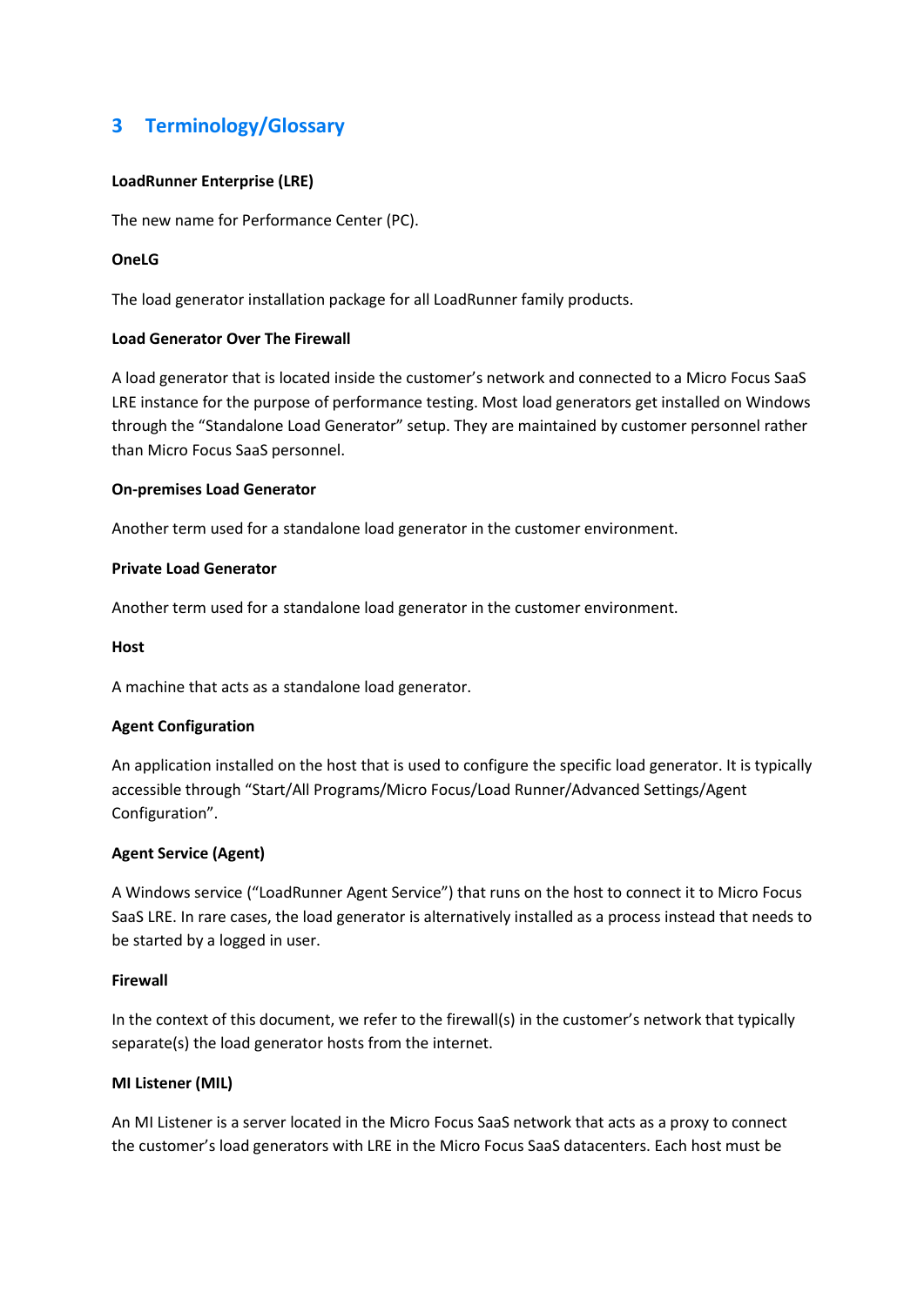# 3 Terminology/Glossary

**LoadRunner Enterprise (LRE)**

The new name for Performance Center (PC).

**OneLG**

The load generator installation package for all LoadRunner family products.

**Load Generator Over The Firewall**

A load generator that is located inside the customer's network and connected to a Micro Focus SaaS LRE instance for the purpose of performance testing. Most load generators get installed on Windows through the "Standalone Load Generator" setup. They are maintained by customer personnel rather than Micro Focus SaaS personnel.

**On-premises Load Generator**

Another term used for a standalone load generator in the customer environment.

**Private Load Generator**

Another term used for a standalone load generator in the customer environment.

**Host**

A machine that acts as a standalone load generator.

**Agent Configuration**

An application installed on the host that is used to configure the specific load generator. It is typically accessible through "Start/All Programs/Micro Focus/Load Runner/Advanced Settings/Agent Configuration".

**Agent Service (Agent)**

A Windows service ("LoadRunner Agent Service") that runs on the host to connect it to Micro Focus SaaS LRE. In rare cases, the load generator is alternatively installed as a process instead that needs to be started by a logged in user.

**Firewall**

In the context of this document, we refer to the firewall(s) in the customer's network that typically separate(s) the load generator hosts from the internet.

**MI Listener (MIL)**

An MI Listener is a server located in the Micro Focus SaaS network that acts as a proxy to connect the customer's load generators with LRE in the Micro Focus SaaS datacenters. Each host must be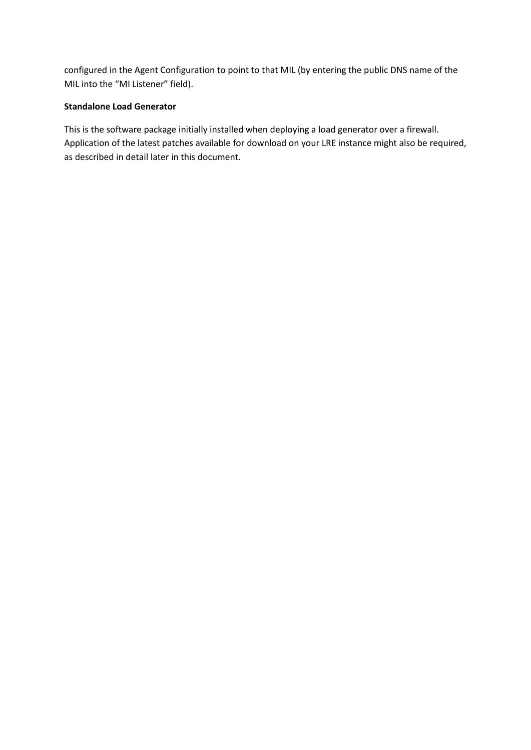configured in the Agent Configuration to point to that MIL (by entering the public DNS name of the MIL into the “MI Listener” field).

**Standalone Load Generator**

This is the software package initially installed when deploying a load generator over a firewall. Application of the latest patches available for download on your LRE instance might also be required, as described in detail later in this document.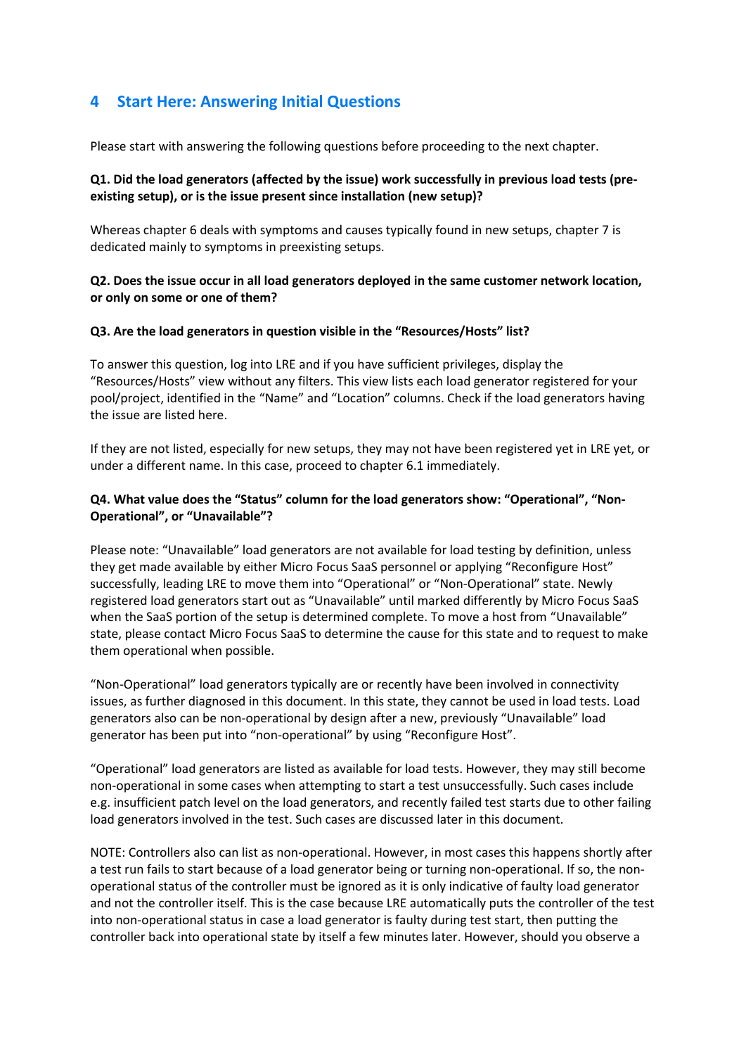# 4 Start Here: Answering Initial Questions

Please start with answering the following questions before proceeding to the next chapter.

**Q1. Did the load generators (affected by the issue) work successfully in previous load tests (pre-existing setup), or is the issue present since installation (new setup)?**

Whereas chapter 6 deals with symptoms and causes typically found in new setups, chapter 7 is dedicated mainly to symptoms in preexisting setups.

**Q2. Does the issue occur in all load generators deployed in the same customer network location, or only on some or one of them?**

**Q3. Are the load generators in question visible in the "Resources/Hosts" list?**

To answer this question, log into LRE and if you have sufficient privileges, display the "Resources/Hosts" view without any filters. This view lists each load generator registered for your pool/project, identified in the "Name" and "Location" columns. Check if the load generators having the issue are listed here.

If they are not listed, especially for new setups, they may not have been registered yet in LRE yet, or under a different name. In this case, proceed to chapter 6.1 immediately.

**Q4. What value does the "Status" column for the load generators show: "Operational", "Non-Operational", or "Unavailable"?**

Please note: "Unavailable" load generators are not available for load testing by definition, unless they get made available by either Micro Focus SaaS personnel or applying "Reconfigure Host" successfully, leading LRE to move them into "Operational" or "Non-Operational" state. Newly registered load generators start out as "Unavailable" until marked differently by Micro Focus SaaS when the SaaS portion of the setup is determined complete. To move a host from "Unavailable" state, please contact Micro Focus SaaS to determine the cause for this state and to request to make them operational when possible.

"Non-Operational" load generators typically are or recently have been involved in connectivity issues, as further diagnosed in this document. In this state, they cannot be used in load tests. Load generators also can be non-operational by design after a new, previously "Unavailable" load generator has been put into "non-operational" by using "Reconfigure Host".

"Operational" load generators are listed as available for load tests. However, they may still become non-operational in some cases when attempting to start a test unsuccessfully. Such cases include e.g. insufficient patch level on the load generators, and recently failed test starts due to other failing load generators involved in the test. Such cases are discussed later in this document.

NOTE: Controllers also can list as non-operational. However, in most cases this happens shortly after a test run fails to start because of a load generator being or turning non-operational. If so, the non-operational status of the controller must be ignored as it is only indicative of faulty load generator and not the controller itself. This is the case because LRE automatically puts the controller of the test into non-operational status in case a load generator is faulty during test start, then putting the controller back into operational state by itself a few minutes later. However, should you observe a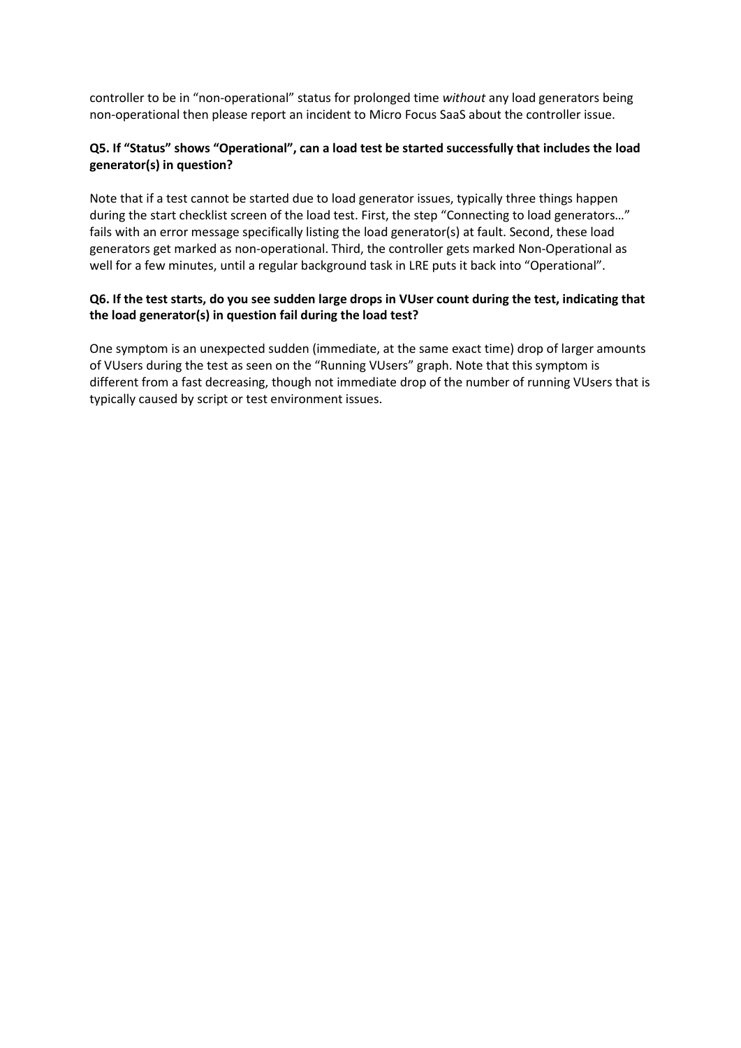controller to be in "non-operational" status for prolonged time *without* any load generators being non-operational then please report an incident to Micro Focus SaaS about the controller issue.

### Q5. If "Status" shows "Operational", can a load test be started successfully that includes the load generator(s) in question?

Note that if a test cannot be started due to load generator issues, typically three things happen during the start checklist screen of the load test. First, the step "Connecting to load generators…" fails with an error message specifically listing the load generator(s) at fault. Second, these load generators get marked as non-operational. Third, the controller gets marked Non-Operational as well for a few minutes, until a regular background task in LRE puts it back into "Operational".

### Q6. If the test starts, do you see sudden large drops in VUser count during the test, indicating that the load generator(s) in question fail during the load test?

One symptom is an unexpected sudden (immediate, at the same exact time) drop of larger amounts of VUsers during the test as seen on the "Running VUsers" graph. Note that this symptom is different from a fast decreasing, though not immediate drop of the number of running VUsers that is typically caused by script or test environment issues.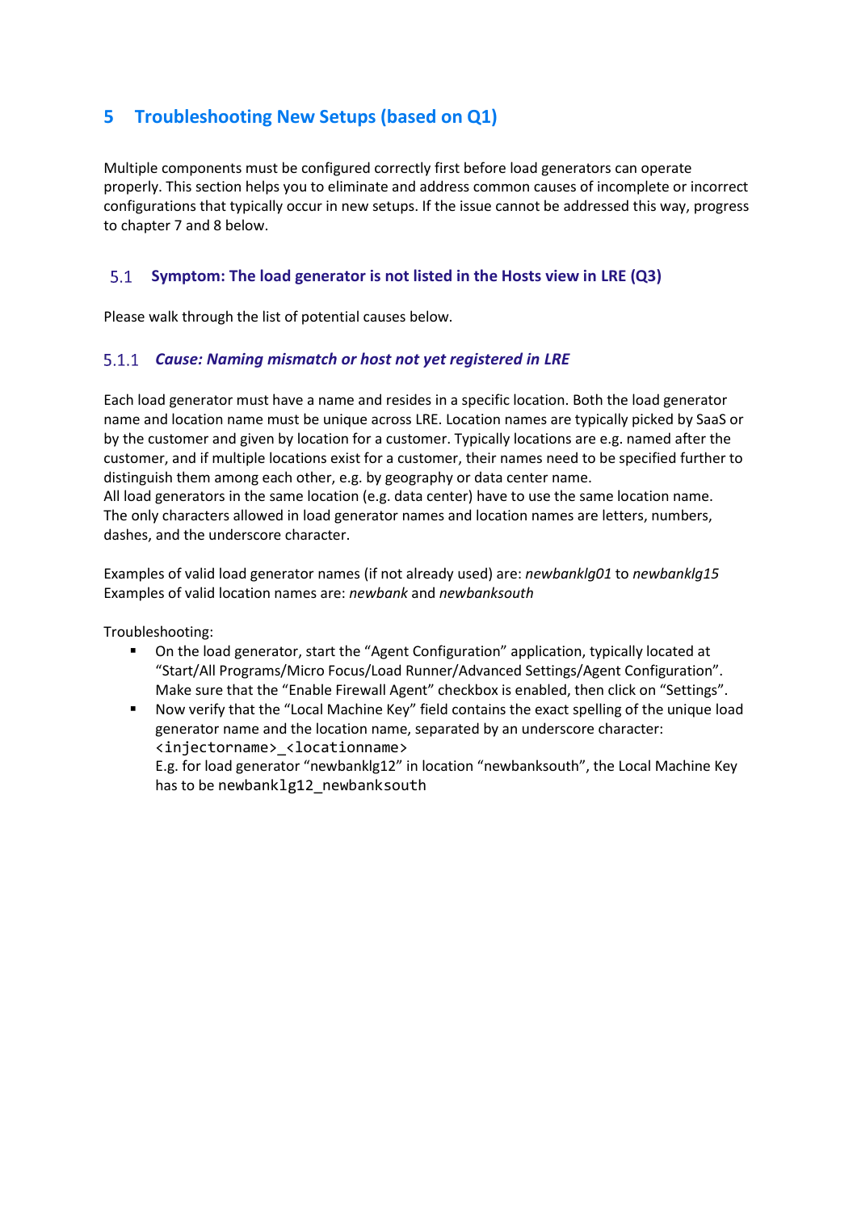# 5 Troubleshooting New Setups (based on Q1)

Multiple components must be configured correctly first before load generators can operate properly. This section helps you to eliminate and address common causes of incomplete or incorrect configurations that typically occur in new setups. If the issue cannot be addressed this way, progress to chapter 7 and 8 below.

## 5.1 Symptom: The load generator is not listed in the Hosts view in LRE (Q3)

Please walk through the list of potential causes below.

### 5.1.1 *Cause: Naming mismatch or host not yet registered in LRE*

Each load generator must have a name and resides in a specific location. Both the load generator name and location name must be unique across LRE. Location names are typically picked by SaaS or by the customer and given by location for a customer. Typically locations are e.g. named after the customer, and if multiple locations exist for a customer, their names need to be specified further to distinguish them among each other, e.g. by geography or data center name.
All load generators in the same location (e.g. data center) have to use the same location name.
The only characters allowed in load generator names and location names are letters, numbers, dashes, and the underscore character.

Examples of valid load generator names (if not already used) are: *newbanklg01* to *newbanklg15*
Examples of valid location names are: *newbank* and *newbanksouth*

Troubleshooting:

- On the load generator, start the "Agent Configuration" application, typically located at "Start/All Programs/Micro Focus/Load Runner/Advanced Settings/Agent Configuration". Make sure that the "Enable Firewall Agent" checkbox is enabled, then click on "Settings".
- Now verify that the "Local Machine Key" field contains the exact spelling of the unique load generator name and the location name, separated by an underscore character: `<injectorname>_<locationname>`
  E.g. for load generator "newbanklg12" in location "newbanksouth", the Local Machine Key has to be `newbanklg12_newbanksouth`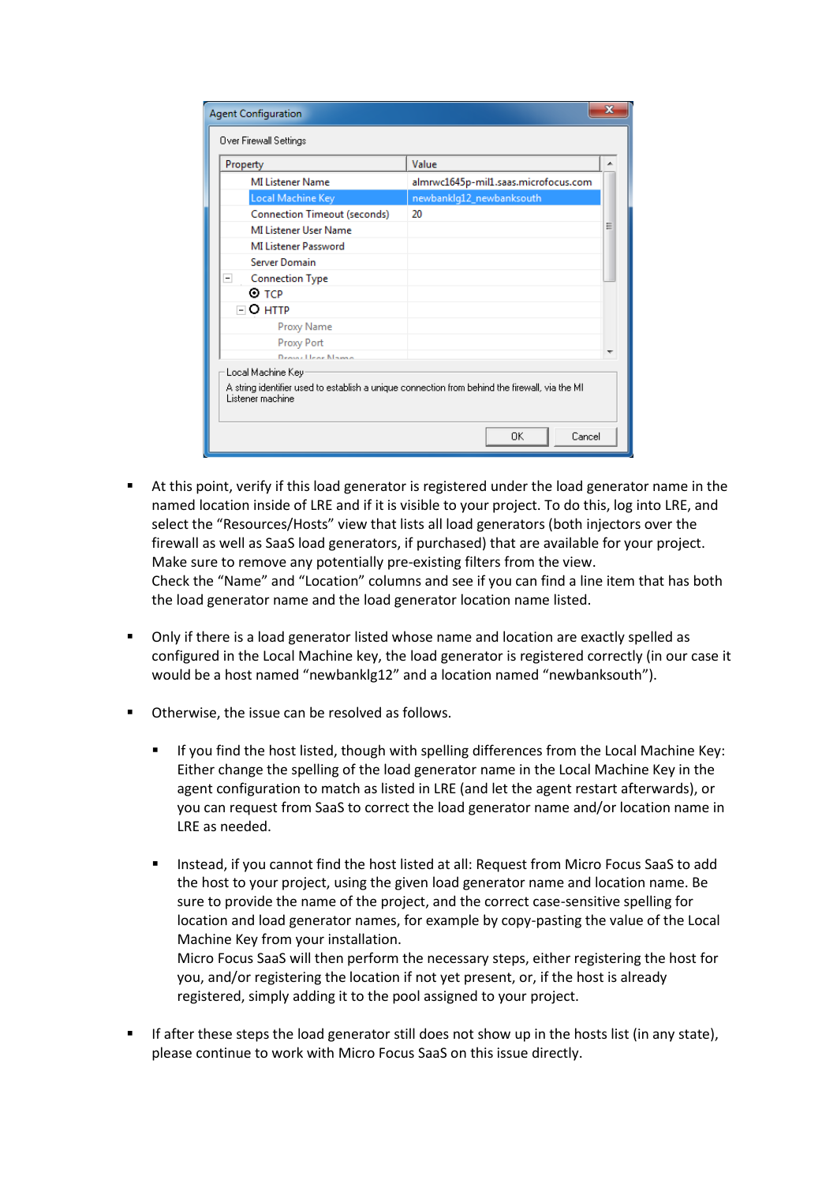- At this point, verify if this load generator is registered under the load generator name in the named location inside of LRE and if it is visible to your project. To do this, log into LRE, and select the “Resources/Hosts” view that lists all load generators (both injectors over the firewall as well as SaaS load generators, if purchased) that are available for your project. Make sure to remove any potentially pre-existing filters from the view.
  Check the “Name” and “Location” columns and see if you can find a line item that has both the load generator name and the load generator location name listed.

- Only if there is a load generator listed whose name and location are exactly spelled as configured in the Local Machine key, the load generator is registered correctly (in our case it would be a host named “newbanklg12” and a location named “newbanksouth”).

- Otherwise, the issue can be resolved as follows.

  - If you find the host listed, though with spelling differences from the Local Machine Key: Either change the spelling of the load generator name in the Local Machine Key in the agent configuration to match as listed in LRE (and let the agent restart afterwards), or you can request from SaaS to correct the load generator name and/or location name in LRE as needed.

  - Instead, if you cannot find the host listed at all: Request from Micro Focus SaaS to add the host to your project, using the given load generator name and location name. Be sure to provide the name of the project, and the correct case-sensitive spelling for location and load generator names, for example by copy-pasting the value of the Local Machine Key from your installation.
    Micro Focus SaaS will then perform the necessary steps, either registering the host for you, and/or registering the location if not yet present, or, if the host is already registered, simply adding it to the pool assigned to your project.

- If after these steps the load generator still does not show up in the hosts list (in any state), please continue to work with Micro Focus SaaS on this issue directly.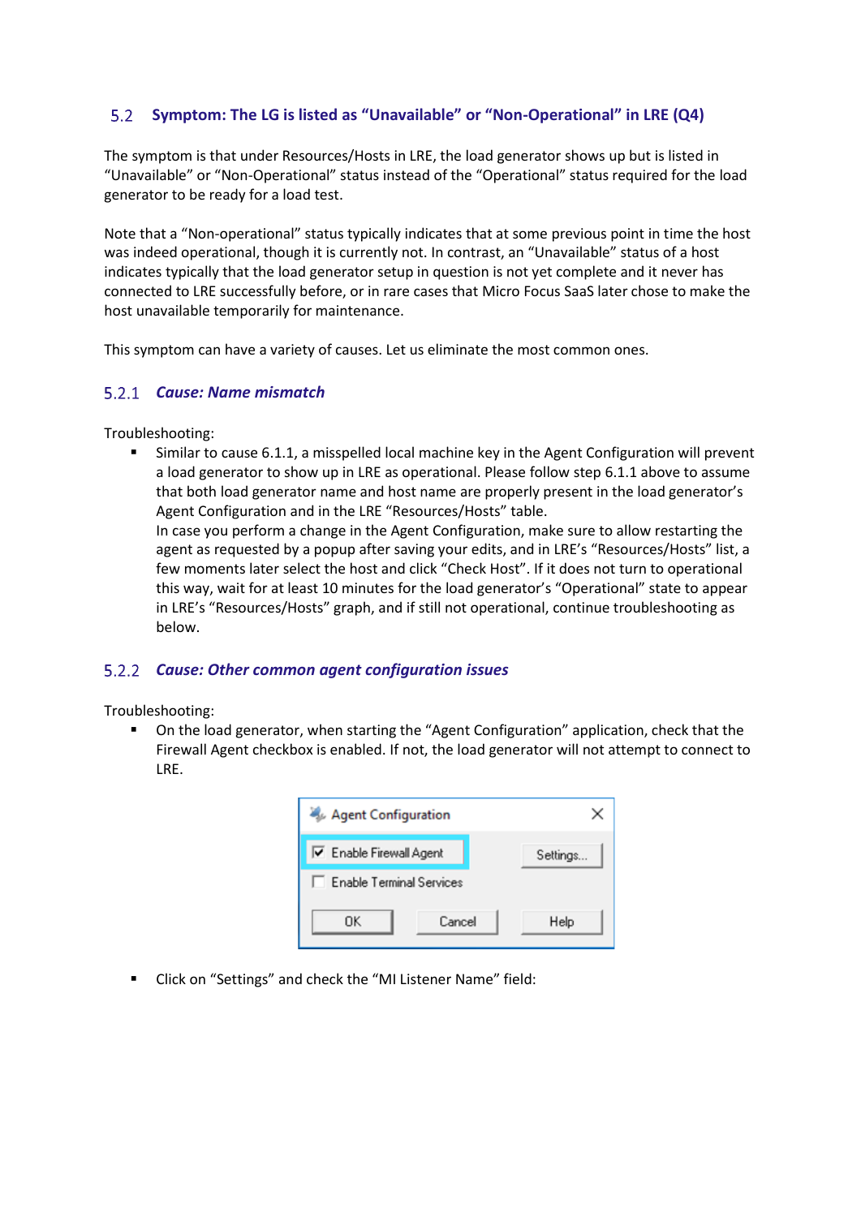## 5.2 Symptom: The LG is listed as "Unavailable" or "Non-Operational" in LRE (Q4)

The symptom is that under Resources/Hosts in LRE, the load generator shows up but is listed in "Unavailable" or "Non-Operational" status instead of the "Operational" status required for the load generator to be ready for a load test.

Note that a "Non-operational" status typically indicates that at some previous point in time the host was indeed operational, though it is currently not. In contrast, an "Unavailable" status of a host indicates typically that the load generator setup in question is not yet complete and it never has connected to LRE successfully before, or in rare cases that Micro Focus SaaS later chose to make the host unavailable temporarily for maintenance.

This symptom can have a variety of causes. Let us eliminate the most common ones.

### 5.2.1 *Cause: Name mismatch*

Troubleshooting:

- Similar to cause 6.1.1, a misspelled local machine key in the Agent Configuration will prevent a load generator to show up in LRE as operational. Please follow step 6.1.1 above to assume that both load generator name and host name are properly present in the load generator's Agent Configuration and in the LRE "Resources/Hosts" table.
  In case you perform a change in the Agent Configuration, make sure to allow restarting the agent as requested by a popup after saving your edits, and in LRE's "Resources/Hosts" list, a few moments later select the host and click "Check Host". If it does not turn to operational this way, wait for at least 10 minutes for the load generator's "Operational" state to appear in LRE's "Resources/Hosts" graph, and if still not operational, continue troubleshooting as below.

### 5.2.2 *Cause: Other common agent configuration issues*

Troubleshooting:

- On the load generator, when starting the "Agent Configuration" application, check that the Firewall Agent checkbox is enabled. If not, the load generator will not attempt to connect to LRE.

- Click on "Settings" and check the "MI Listener Name" field: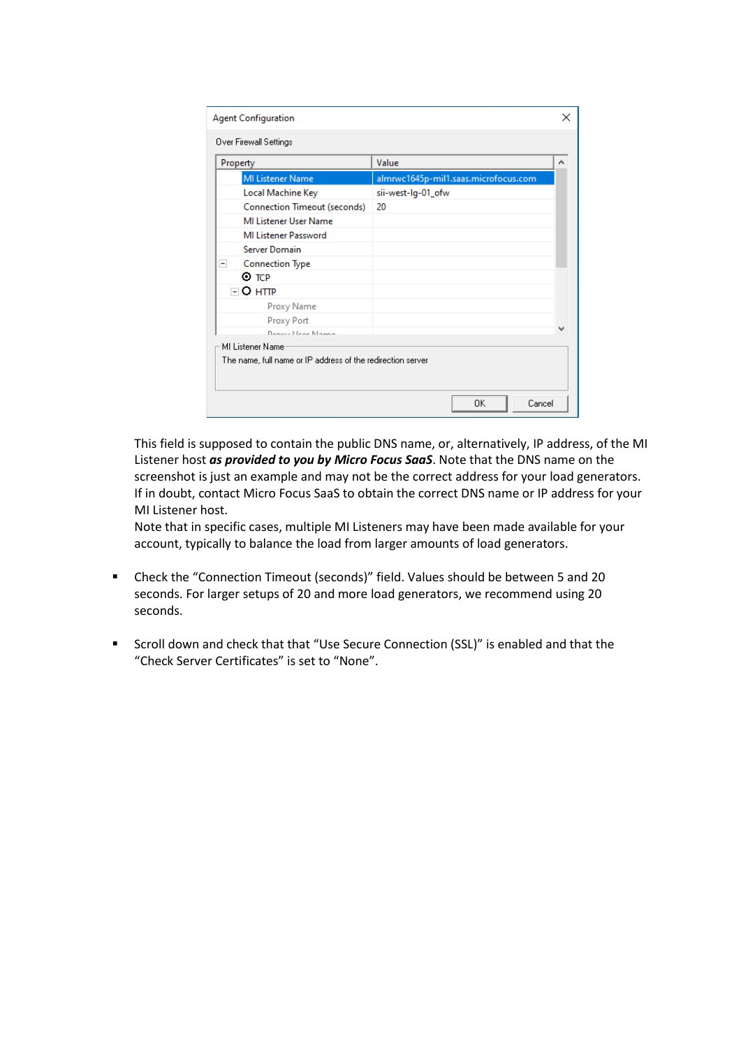This field is supposed to contain the public DNS name, or, alternatively, IP address, of the MI Listener host ***as provided to you by Micro Focus SaaS***. Note that the DNS name on the screenshot is just an example and may not be the correct address for your load generators. If in doubt, contact Micro Focus SaaS to obtain the correct DNS name or IP address for your MI Listener host.
Note that in specific cases, multiple MI Listeners may have been made available for your account, typically to balance the load from larger amounts of load generators.

- Check the “Connection Timeout (seconds)” field. Values should be between 5 and 20 seconds. For larger setups of 20 and more load generators, we recommend using 20 seconds.

- Scroll down and check that that “Use Secure Connection (SSL)” is enabled and that the “Check Server Certificates” is set to “None”.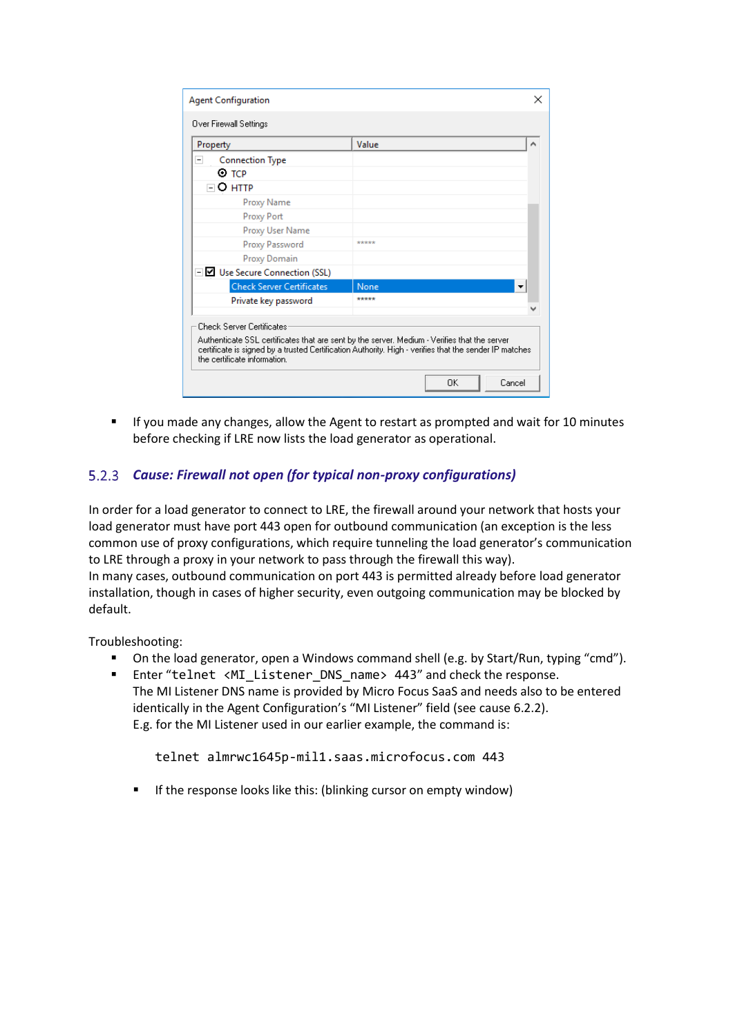- If you made any changes, allow the Agent to restart as prompted and wait for 10 minutes before checking if LRE now lists the load generator as operational.

### 5.2.3 *Cause: Firewall not open (for typical non-proxy configurations)*

In order for a load generator to connect to LRE, the firewall around your network that hosts your load generator must have port 443 open for outbound communication (an exception is the less common use of proxy configurations, which require tunneling the load generator's communication to LRE through a proxy in your network to pass through the firewall this way).
In many cases, outbound communication on port 443 is permitted already before load generator installation, though in cases of higher security, even outgoing communication may be blocked by default.

Troubleshooting:

- On the load generator, open a Windows command shell (e.g. by Start/Run, typing "cmd").
- Enter "`telnet <MI_Listener_DNS_name> 443`" and check the response.
  The MI Listener DNS name is provided by Micro Focus SaaS and needs also to be entered identically in the Agent Configuration's "MI Listener" field (see cause 6.2.2).
  E.g. for the MI Listener used in our earlier example, the command is:

```
telnet almrwc1645p-mil1.saas.microfocus.com 443
```

  - If the response looks like this: (blinking cursor on empty window)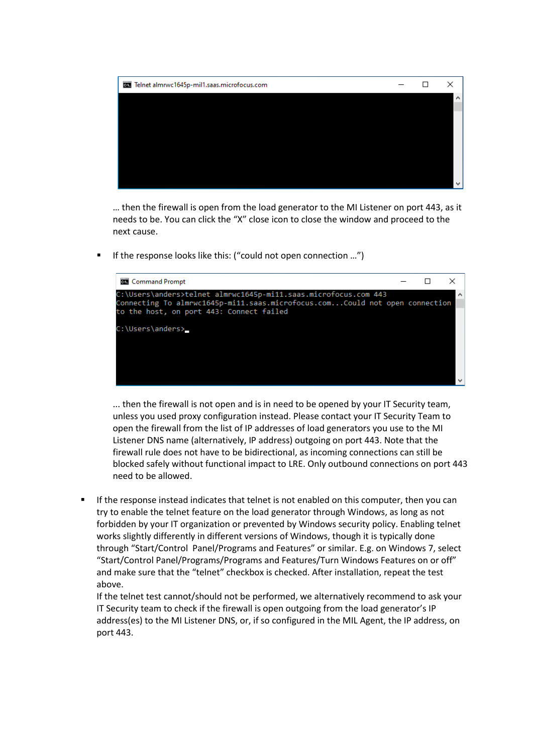Telnet almrwc1645p-mil1.saas.microfocus.com

… then the firewall is open from the load generator to the MI Listener on port 443, as it needs to be. You can click the “X” close icon to close the window and proceed to the next cause.

- If the response looks like this: (“could not open connection …”)

Command Prompt

```
C:\Users\anders>telnet almrwc1645p-mi11.saas.microfocus.com 443
Connecting To almrwc1645p-mi11.saas.microfocus.com...Could not open connection
to the host, on port 443: Connect failed

C:\Users\anders>_
```

... then the firewall is not open and is in need to be opened by your IT Security team, unless you used proxy configuration instead. Please contact your IT Security Team to open the firewall from the list of IP addresses of load generators you use to the MI Listener DNS name (alternatively, IP address) outgoing on port 443. Note that the firewall rule does not have to be bidirectional, as incoming connections can still be blocked safely without functional impact to LRE. Only outbound connections on port 443 need to be allowed.

- If the response instead indicates that telnet is not enabled on this computer, then you can try to enable the telnet feature on the load generator through Windows, as long as not forbidden by your IT organization or prevented by Windows security policy. Enabling telnet works slightly differently in different versions of Windows, though it is typically done through “Start/Control Panel/Programs and Features” or similar. E.g. on Windows 7, select “Start/Control Panel/Programs/Programs and Features/Turn Windows Features on or off” and make sure that the “telnet” checkbox is checked. After installation, repeat the test above.
  If the telnet test cannot/should not be performed, we alternatively recommend to ask your IT Security team to check if the firewall is open outgoing from the load generator’s IP address(es) to the MI Listener DNS, or, if so configured in the MIL Agent, the IP address, on port 443.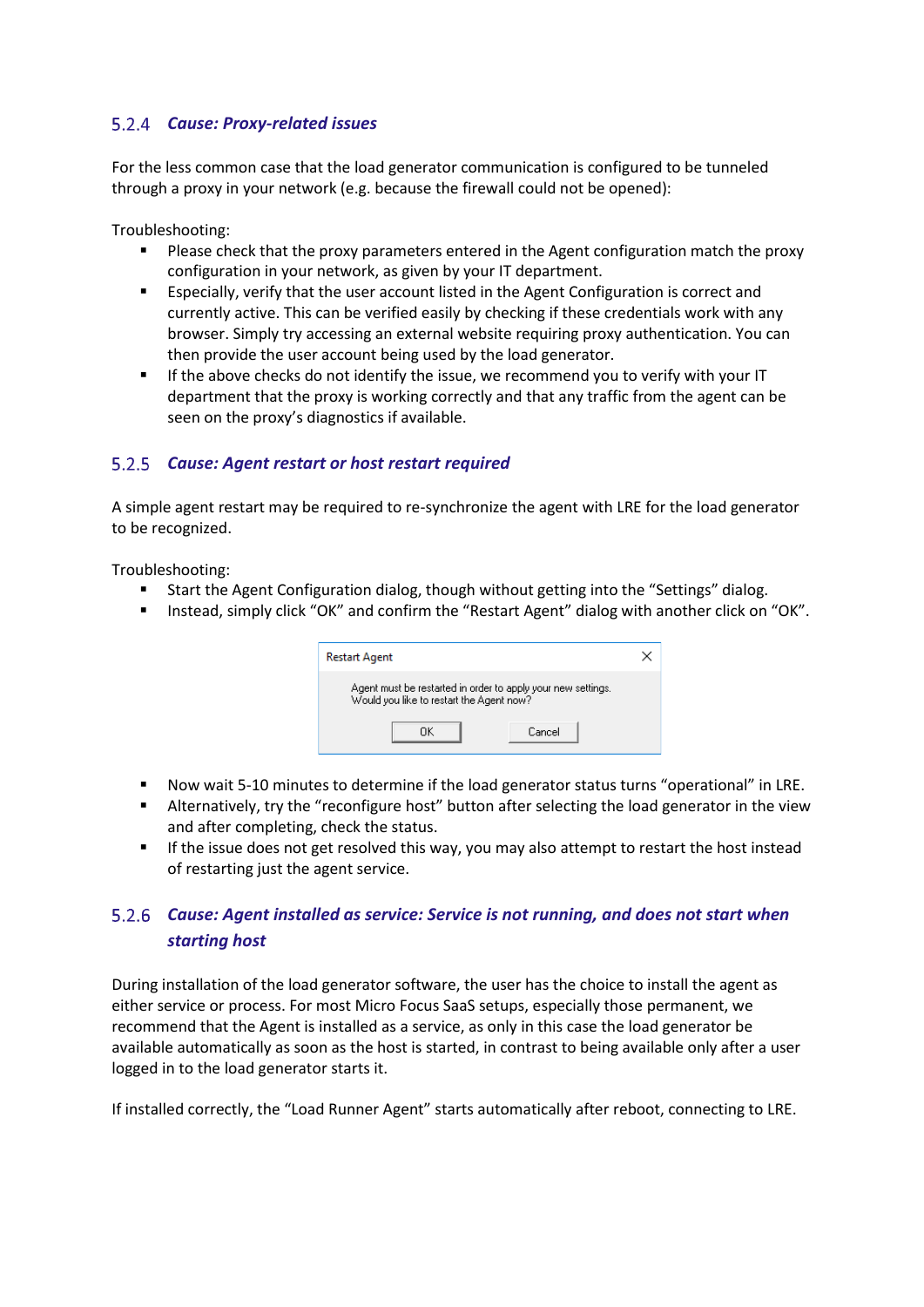### 5.2.4 *Cause: Proxy-related issues*

For the less common case that the load generator communication is configured to be tunneled through a proxy in your network (e.g. because the firewall could not be opened):

Troubleshooting:

- Please check that the proxy parameters entered in the Agent configuration match the proxy configuration in your network, as given by your IT department.
- Especially, verify that the user account listed in the Agent Configuration is correct and currently active. This can be verified easily by checking if these credentials work with any browser. Simply try accessing an external website requiring proxy authentication. You can then provide the user account being used by the load generator.
- If the above checks do not identify the issue, we recommend you to verify with your IT department that the proxy is working correctly and that any traffic from the agent can be seen on the proxy's diagnostics if available.

### 5.2.5 *Cause: Agent restart or host restart required*

A simple agent restart may be required to re-synchronize the agent with LRE for the load generator to be recognized.

Troubleshooting:

- Start the Agent Configuration dialog, though without getting into the "Settings" dialog.
- Instead, simply click "OK" and confirm the "Restart Agent" dialog with another click on "OK".

Restart Agent

Agent must be restarted in order to apply your new settings.
Would you like to restart the Agent now?

OK Cancel

- Now wait 5-10 minutes to determine if the load generator status turns "operational" in LRE.
- Alternatively, try the "reconfigure host" button after selecting the load generator in the view and after completing, check the status.
- If the issue does not get resolved this way, you may also attempt to restart the host instead of restarting just the agent service.

### 5.2.6 *Cause: Agent installed as service: Service is not running, and does not start when starting host*

During installation of the load generator software, the user has the choice to install the agent as either service or process. For most Micro Focus SaaS setups, especially those permanent, we recommend that the Agent is installed as a service, as only in this case the load generator be available automatically as soon as the host is started, in contrast to being available only after a user logged in to the load generator starts it.

If installed correctly, the "Load Runner Agent" starts automatically after reboot, connecting to LRE.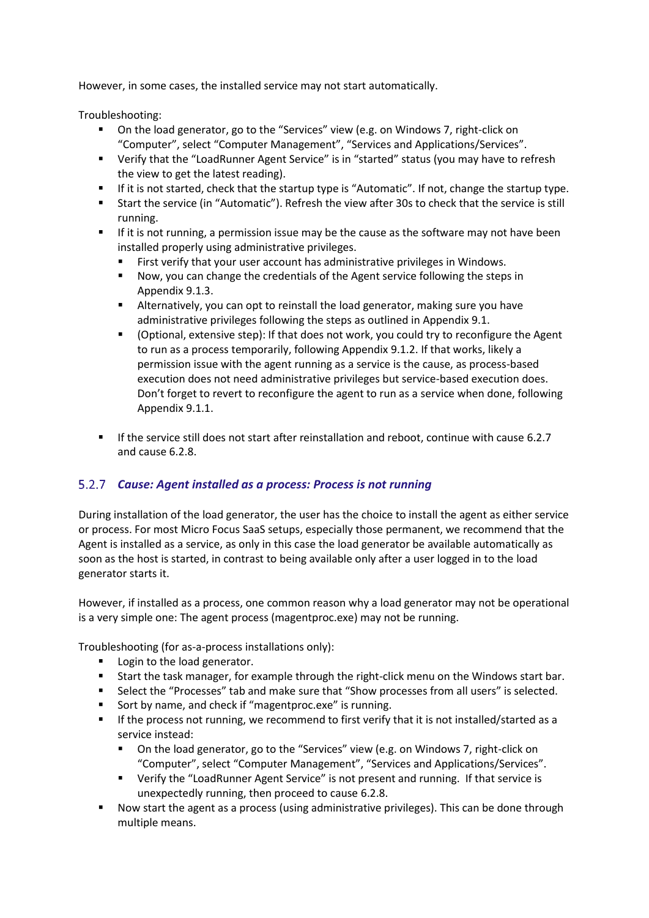However, in some cases, the installed service may not start automatically.

Troubleshooting:

- On the load generator, go to the "Services" view (e.g. on Windows 7, right-click on "Computer", select "Computer Management", "Services and Applications/Services".
- Verify that the "LoadRunner Agent Service" is in "started" status (you may have to refresh the view to get the latest reading).
- If it is not started, check that the startup type is "Automatic". If not, change the startup type.
- Start the service (in "Automatic"). Refresh the view after 30s to check that the service is still running.
- If it is not running, a permission issue may be the cause as the software may not have been installed properly using administrative privileges.
  - First verify that your user account has administrative privileges in Windows.
  - Now, you can change the credentials of the Agent service following the steps in Appendix 9.1.3.
  - Alternatively, you can opt to reinstall the load generator, making sure you have administrative privileges following the steps as outlined in Appendix 9.1.
  - (Optional, extensive step): If that does not work, you could try to reconfigure the Agent to run as a process temporarily, following Appendix 9.1.2. If that works, likely a permission issue with the agent running as a service is the cause, as process-based execution does not need administrative privileges but service-based execution does. Don't forget to revert to reconfigure the agent to run as a service when done, following Appendix 9.1.1.
- If the service still does not start after reinstallation and reboot, continue with cause 6.2.7 and cause 6.2.8.

### 5.2.7 *Cause: Agent installed as a process: Process is not running*

During installation of the load generator, the user has the choice to install the agent as either service or process. For most Micro Focus SaaS setups, especially those permanent, we recommend that the Agent is installed as a service, as only in this case the load generator be available automatically as soon as the host is started, in contrast to being available only after a user logged in to the load generator starts it.

However, if installed as a process, one common reason why a load generator may not be operational is a very simple one: The agent process (magentproc.exe) may not be running.

Troubleshooting (for as-a-process installations only):

- Login to the load generator.
- Start the task manager, for example through the right-click menu on the Windows start bar.
- Select the "Processes" tab and make sure that "Show processes from all users" is selected.
- Sort by name, and check if "magentproc.exe" is running.
- If the process not running, we recommend to first verify that it is not installed/started as a service instead:
  - On the load generator, go to the "Services" view (e.g. on Windows 7, right-click on "Computer", select "Computer Management", "Services and Applications/Services".
  - Verify the "LoadRunner Agent Service" is not present and running. If that service is unexpectedly running, then proceed to cause 6.2.8.
- Now start the agent as a process (using administrative privileges). This can be done through multiple means.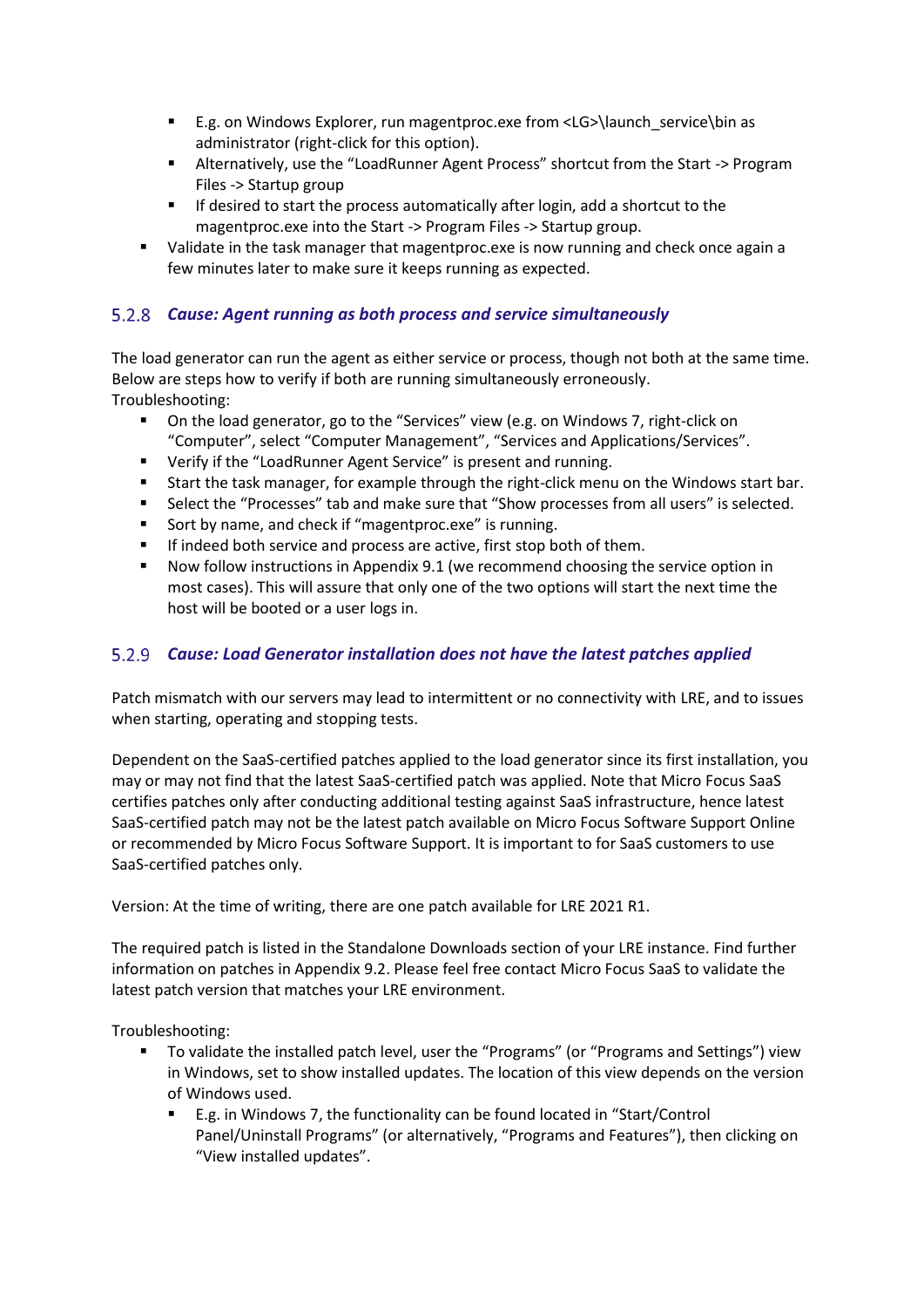- E.g. on Windows Explorer, run magentproc.exe from <LG>\launch_service\bin as administrator (right-click for this option).
    - Alternatively, use the "LoadRunner Agent Process" shortcut from the Start -> Program Files -> Startup group
    - If desired to start the process automatically after login, add a shortcut to the magentproc.exe into the Start -> Program Files -> Startup group.
- Validate in the task manager that magentproc.exe is now running and check once again a few minutes later to make sure it keeps running as expected.

### 5.2.8 *Cause: Agent running as both process and service simultaneously*

The load generator can run the agent as either service or process, though not both at the same time. Below are steps how to verify if both are running simultaneously erroneously.
Troubleshooting:

- On the load generator, go to the "Services" view (e.g. on Windows 7, right-click on "Computer", select "Computer Management", "Services and Applications/Services".
- Verify if the "LoadRunner Agent Service" is present and running.
- Start the task manager, for example through the right-click menu on the Windows start bar.
- Select the "Processes" tab and make sure that "Show processes from all users" is selected.
- Sort by name, and check if "magentproc.exe" is running.
- If indeed both service and process are active, first stop both of them.
- Now follow instructions in Appendix 9.1 (we recommend choosing the service option in most cases). This will assure that only one of the two options will start the next time the host will be booted or a user logs in.

### 5.2.9 *Cause: Load Generator installation does not have the latest patches applied*

Patch mismatch with our servers may lead to intermittent or no connectivity with LRE, and to issues when starting, operating and stopping tests.

Dependent on the SaaS-certified patches applied to the load generator since its first installation, you may or may not find that the latest SaaS-certified patch was applied. Note that Micro Focus SaaS certifies patches only after conducting additional testing against SaaS infrastructure, hence latest SaaS-certified patch may not be the latest patch available on Micro Focus Software Support Online or recommended by Micro Focus Software Support. It is important to for SaaS customers to use SaaS-certified patches only.

Version: At the time of writing, there are one patch available for LRE 2021 R1.

The required patch is listed in the Standalone Downloads section of your LRE instance. Find further information on patches in Appendix 9.2. Please feel free contact Micro Focus SaaS to validate the latest patch version that matches your LRE environment.

Troubleshooting:

- To validate the installed patch level, user the "Programs" (or "Programs and Settings") view in Windows, set to show installed updates. The location of this view depends on the version of Windows used.
    - E.g. in Windows 7, the functionality can be found located in "Start/Control Panel/Uninstall Programs" (or alternatively, "Programs and Features"), then clicking on "View installed updates".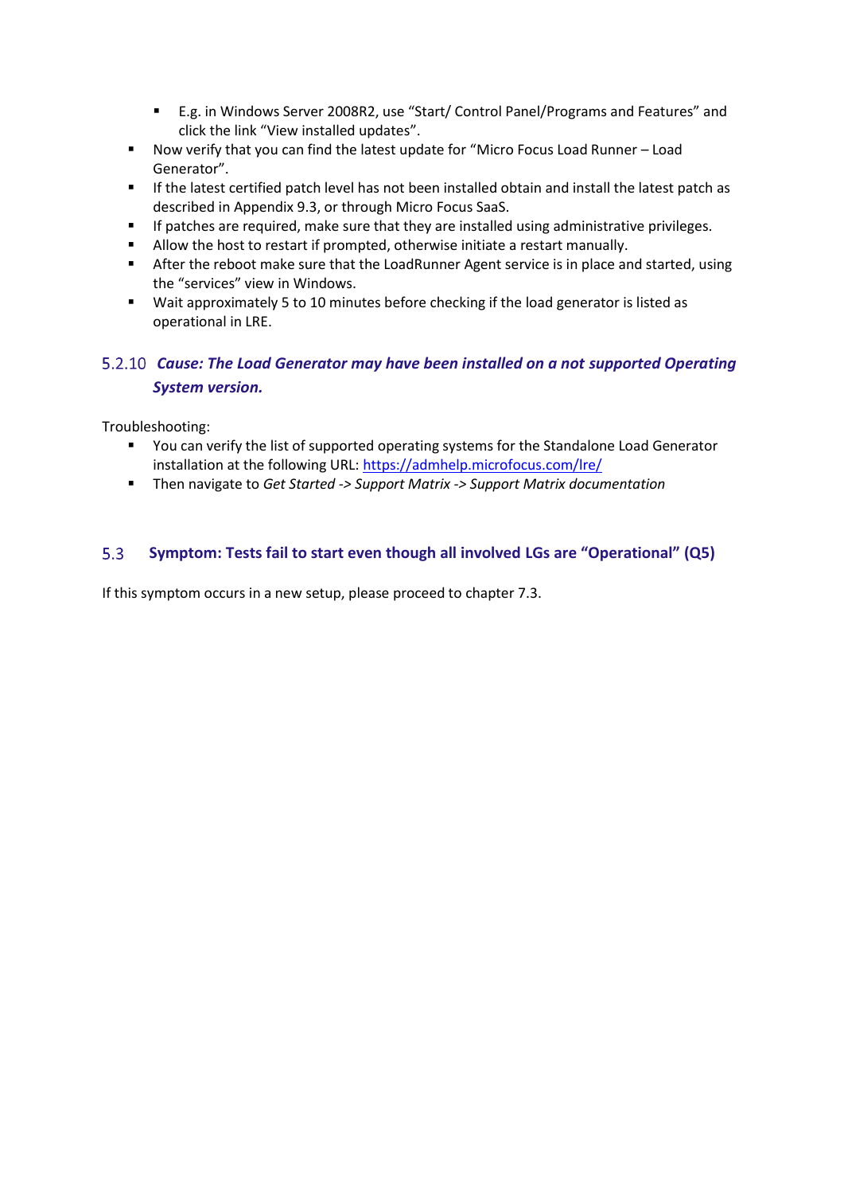- E.g. in Windows Server 2008R2, use “Start/ Control Panel/Programs and Features” and click the link “View installed updates”.
- Now verify that you can find the latest update for “Micro Focus Load Runner – Load Generator”.
- If the latest certified patch level has not been installed obtain and install the latest patch as described in Appendix 9.3, or through Micro Focus SaaS.
- If patches are required, make sure that they are installed using administrative privileges.
- Allow the host to restart if prompted, otherwise initiate a restart manually.
- After the reboot make sure that the LoadRunner Agent service is in place and started, using the “services” view in Windows.
- Wait approximately 5 to 10 minutes before checking if the load generator is listed as operational in LRE.

### 5.2.10 *Cause: The Load Generator may have been installed on a not supported Operating System version.*

Troubleshooting:

- You can verify the list of supported operating systems for the Standalone Load Generator installation at the following URL: [https://admhelp.microfocus.com/lre/](https://admhelp.microfocus.com/lre/)
- Then navigate to *Get Started -> Support Matrix -> Support Matrix documentation*

## 5.3 Symptom: Tests fail to start even though all involved LGs are “Operational” (Q5)

If this symptom occurs in a new setup, please proceed to chapter 7.3.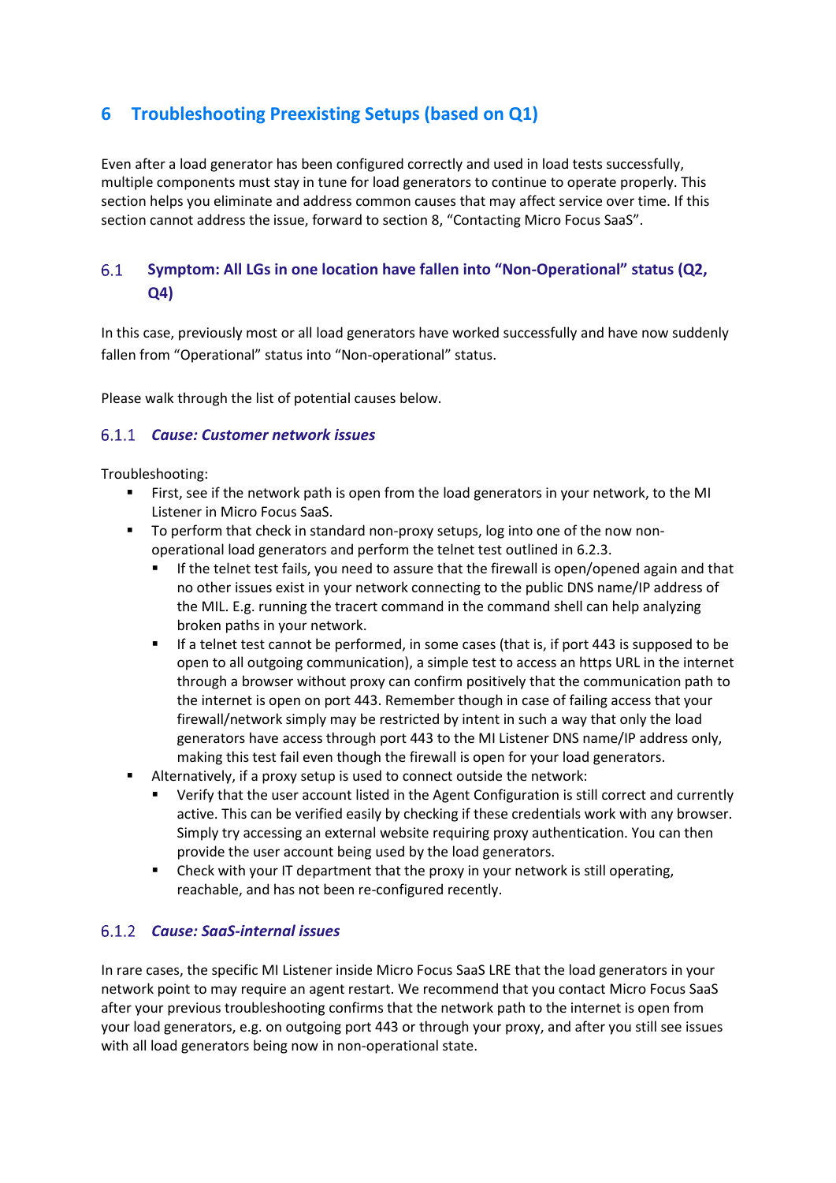# 6 Troubleshooting Preexisting Setups (based on Q1)

Even after a load generator has been configured correctly and used in load tests successfully, multiple components must stay in tune for load generators to continue to operate properly. This section helps you eliminate and address common causes that may affect service over time. If this section cannot address the issue, forward to section 8, "Contacting Micro Focus SaaS".

## 6.1 Symptom: All LGs in one location have fallen into "Non-Operational" status (Q2, Q4)

In this case, previously most or all load generators have worked successfully and have now suddenly fallen from "Operational" status into "Non-operational" status.

Please walk through the list of potential causes below.

### 6.1.1 *Cause: Customer network issues*

Troubleshooting:

- First, see if the network path is open from the load generators in your network, to the MI Listener in Micro Focus SaaS.
- To perform that check in standard non-proxy setups, log into one of the now non-operational load generators and perform the telnet test outlined in 6.2.3.
  - If the telnet test fails, you need to assure that the firewall is open/opened again and that no other issues exist in your network connecting to the public DNS name/IP address of the MIL. E.g. running the tracert command in the command shell can help analyzing broken paths in your network.
  - If a telnet test cannot be performed, in some cases (that is, if port 443 is supposed to be open to all outgoing communication), a simple test to access an https URL in the internet through a browser without proxy can confirm positively that the communication path to the internet is open on port 443. Remember though in case of failing access that your firewall/network simply may be restricted by intent in such a way that only the load generators have access through port 443 to the MI Listener DNS name/IP address only, making this test fail even though the firewall is open for your load generators.
- Alternatively, if a proxy setup is used to connect outside the network:
  - Verify that the user account listed in the Agent Configuration is still correct and currently active. This can be verified easily by checking if these credentials work with any browser. Simply try accessing an external website requiring proxy authentication. You can then provide the user account being used by the load generators.
  - Check with your IT department that the proxy in your network is still operating, reachable, and has not been re-configured recently.

### 6.1.2 *Cause: SaaS-internal issues*

In rare cases, the specific MI Listener inside Micro Focus SaaS LRE that the load generators in your network point to may require an agent restart. We recommend that you contact Micro Focus SaaS after your previous troubleshooting confirms that the network path to the internet is open from your load generators, e.g. on outgoing port 443 or through your proxy, and after you still see issues with all load generators being now in non-operational state.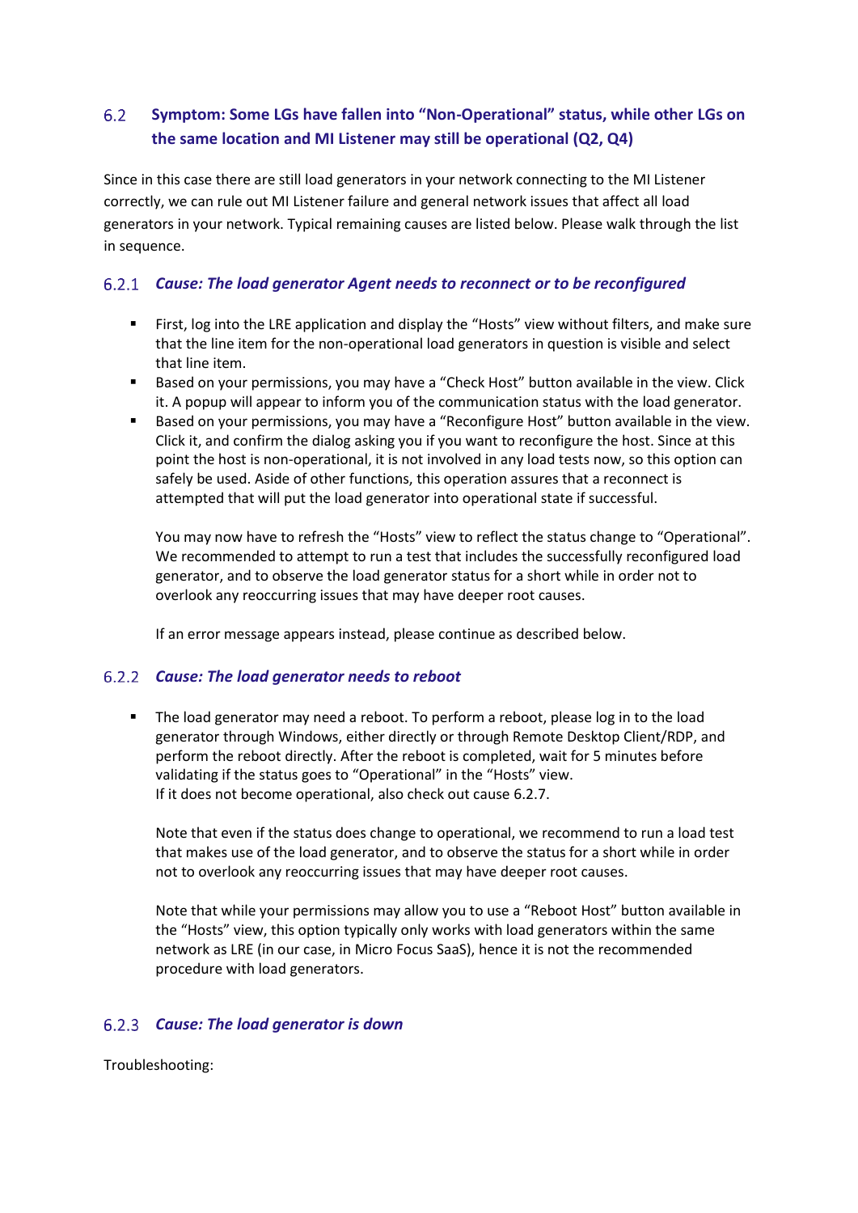## 6.2 Symptom: Some LGs have fallen into "Non-Operational" status, while other LGs on the same location and MI Listener may still be operational (Q2, Q4)

Since in this case there are still load generators in your network connecting to the MI Listener correctly, we can rule out MI Listener failure and general network issues that affect all load generators in your network. Typical remaining causes are listed below. Please walk through the list in sequence.

### 6.2.1 *Cause: The load generator Agent needs to reconnect or to be reconfigured*

- First, log into the LRE application and display the "Hosts" view without filters, and make sure that the line item for the non-operational load generators in question is visible and select that line item.
- Based on your permissions, you may have a "Check Host" button available in the view. Click it. A popup will appear to inform you of the communication status with the load generator.
- Based on your permissions, you may have a "Reconfigure Host" button available in the view. Click it, and confirm the dialog asking you if you want to reconfigure the host. Since at this point the host is non-operational, it is not involved in any load tests now, so this option can safely be used. Aside of other functions, this operation assures that a reconnect is attempted that will put the load generator into operational state if successful.

  You may now have to refresh the "Hosts" view to reflect the status change to "Operational". We recommended to attempt to run a test that includes the successfully reconfigured load generator, and to observe the load generator status for a short while in order not to overlook any reoccurring issues that may have deeper root causes.

  If an error message appears instead, please continue as described below.

### 6.2.2 *Cause: The load generator needs to reboot*

- The load generator may need a reboot. To perform a reboot, please log in to the load generator through Windows, either directly or through Remote Desktop Client/RDP, and perform the reboot directly. After the reboot is completed, wait for 5 minutes before validating if the status goes to "Operational" in the "Hosts" view.
  If it does not become operational, also check out cause 6.2.7.

  Note that even if the status does change to operational, we recommend to run a load test that makes use of the load generator, and to observe the status for a short while in order not to overlook any reoccurring issues that may have deeper root causes.

  Note that while your permissions may allow you to use a "Reboot Host" button available in the "Hosts" view, this option typically only works with load generators within the same network as LRE (in our case, in Micro Focus SaaS), hence it is not the recommended procedure with load generators.

### 6.2.3 *Cause: The load generator is down*

Troubleshooting: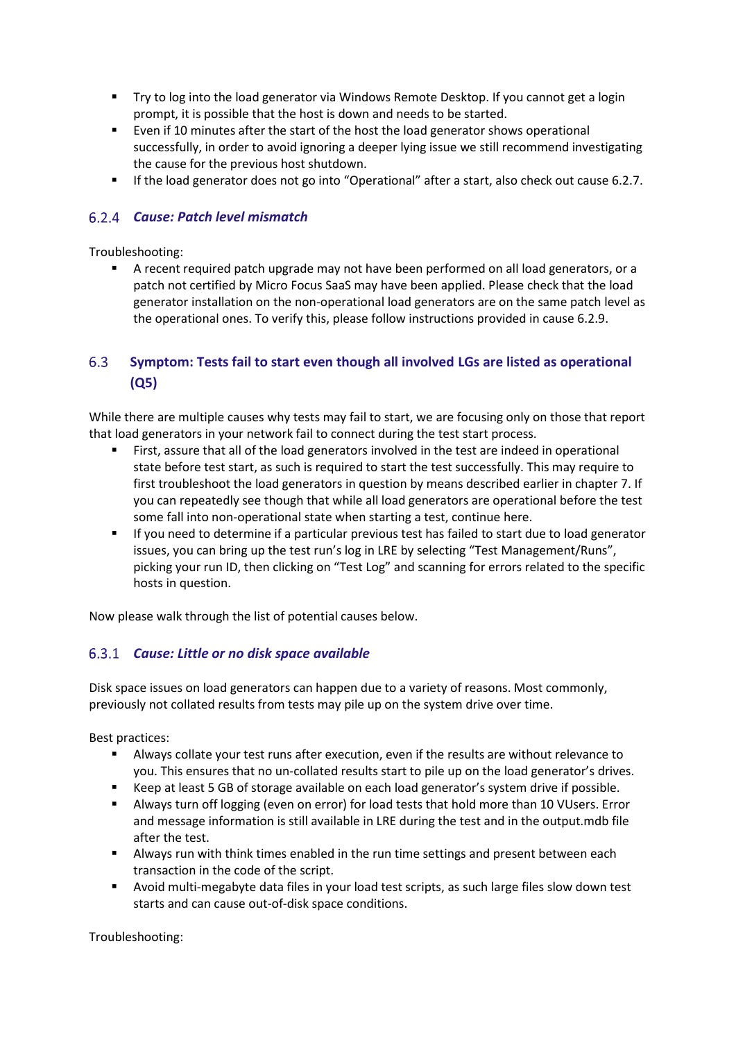- Try to log into the load generator via Windows Remote Desktop. If you cannot get a login prompt, it is possible that the host is down and needs to be started.
- Even if 10 minutes after the start of the host the load generator shows operational successfully, in order to avoid ignoring a deeper lying issue we still recommend investigating the cause for the previous host shutdown.
- If the load generator does not go into “Operational” after a start, also check out cause 6.2.7.

### 6.2.4 *Cause: Patch level mismatch*

Troubleshooting:

- A recent required patch upgrade may not have been performed on all load generators, or a patch not certified by Micro Focus SaaS may have been applied. Please check that the load generator installation on the non-operational load generators are on the same patch level as the operational ones. To verify this, please follow instructions provided in cause 6.2.9.

## 6.3 Symptom: Tests fail to start even though all involved LGs are listed as operational (Q5)

While there are multiple causes why tests may fail to start, we are focusing only on those that report that load generators in your network fail to connect during the test start process.

- First, assure that all of the load generators involved in the test are indeed in operational state before test start, as such is required to start the test successfully. This may require to first troubleshoot the load generators in question by means described earlier in chapter 7. If you can repeatedly see though that while all load generators are operational before the test some fall into non-operational state when starting a test, continue here.
- If you need to determine if a particular previous test has failed to start due to load generator issues, you can bring up the test run’s log in LRE by selecting “Test Management/Runs”, picking your run ID, then clicking on “Test Log” and scanning for errors related to the specific hosts in question.

Now please walk through the list of potential causes below.

### 6.3.1 *Cause: Little or no disk space available*

Disk space issues on load generators can happen due to a variety of reasons. Most commonly, previously not collated results from tests may pile up on the system drive over time.

Best practices:

- Always collate your test runs after execution, even if the results are without relevance to you. This ensures that no un-collated results start to pile up on the load generator’s drives.
- Keep at least 5 GB of storage available on each load generator’s system drive if possible.
- Always turn off logging (even on error) for load tests that hold more than 10 VUsers. Error and message information is still available in LRE during the test and in the output.mdb file after the test.
- Always run with think times enabled in the run time settings and present between each transaction in the code of the script.
- Avoid multi-megabyte data files in your load test scripts, as such large files slow down test starts and can cause out-of-disk space conditions.

Troubleshooting: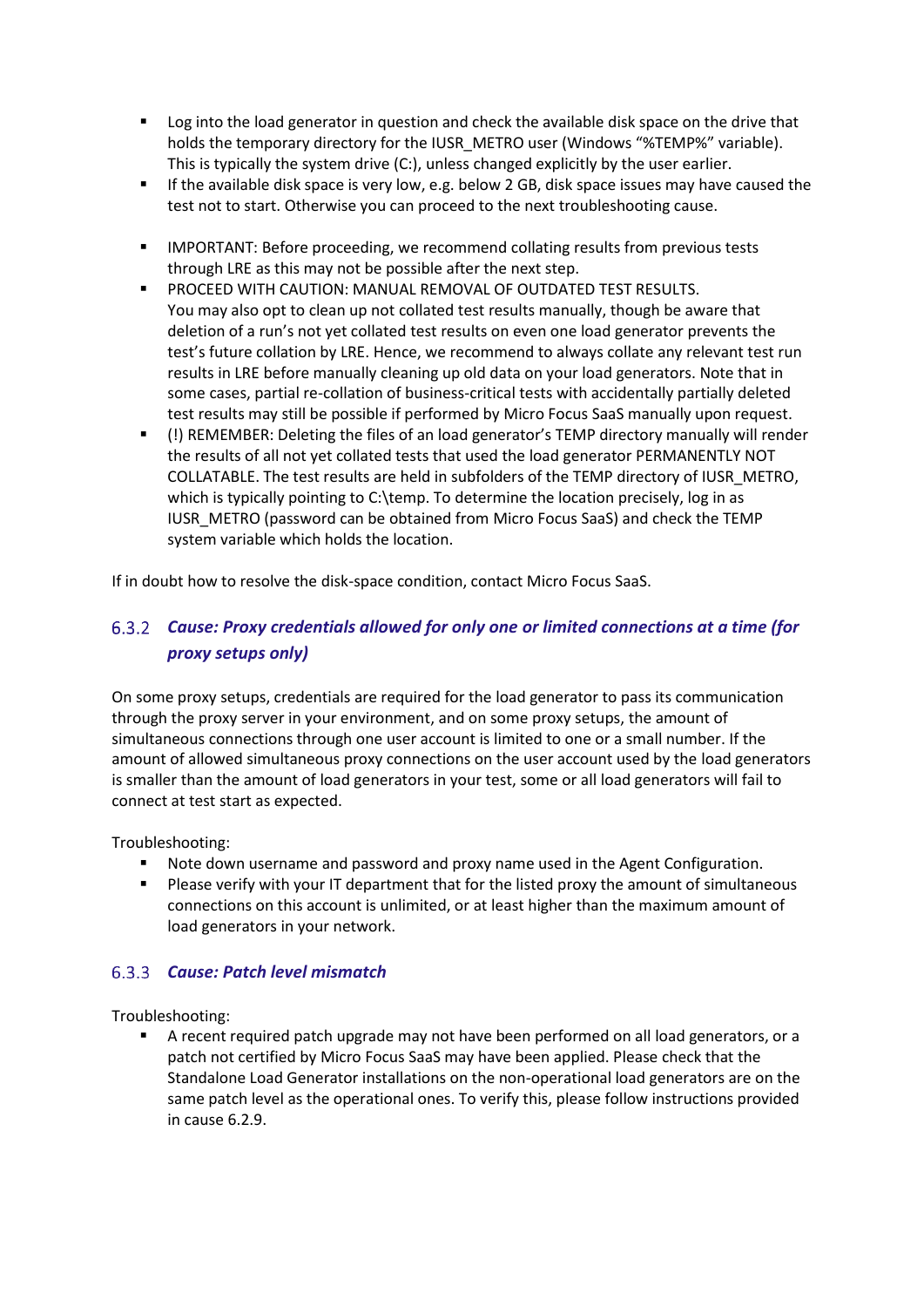- Log into the load generator in question and check the available disk space on the drive that holds the temporary directory for the IUSR_METRO user (Windows "%TEMP%" variable). This is typically the system drive (C:), unless changed explicitly by the user earlier.
- If the available disk space is very low, e.g. below 2 GB, disk space issues may have caused the test not to start. Otherwise you can proceed to the next troubleshooting cause.

- IMPORTANT: Before proceeding, we recommend collating results from previous tests through LRE as this may not be possible after the next step.
- PROCEED WITH CAUTION: MANUAL REMOVAL OF OUTDATED TEST RESULTS.
  You may also opt to clean up not collated test results manually, though be aware that deletion of a run's not yet collated test results on even one load generator prevents the test's future collation by LRE. Hence, we recommend to always collate any relevant test run results in LRE before manually cleaning up old data on your load generators. Note that in some cases, partial re-collation of business-critical tests with accidentally partially deleted test results may still be possible if performed by Micro Focus SaaS manually upon request.
- (!) REMEMBER: Deleting the files of an load generator's TEMP directory manually will render the results of all not yet collated tests that used the load generator PERMANENTLY NOT COLLATABLE. The test results are held in subfolders of the TEMP directory of IUSR_METRO, which is typically pointing to C:\temp. To determine the location precisely, log in as IUSR_METRO (password can be obtained from Micro Focus SaaS) and check the TEMP system variable which holds the location.

If in doubt how to resolve the disk-space condition, contact Micro Focus SaaS.

### 6.3.2 *Cause: Proxy credentials allowed for only one or limited connections at a time (for proxy setups only)*

On some proxy setups, credentials are required for the load generator to pass its communication through the proxy server in your environment, and on some proxy setups, the amount of simultaneous connections through one user account is limited to one or a small number. If the amount of allowed simultaneous proxy connections on the user account used by the load generators is smaller than the amount of load generators in your test, some or all load generators will fail to connect at test start as expected.

Troubleshooting:

- Note down username and password and proxy name used in the Agent Configuration.
- Please verify with your IT department that for the listed proxy the amount of simultaneous connections on this account is unlimited, or at least higher than the maximum amount of load generators in your network.

### 6.3.3 *Cause: Patch level mismatch*

Troubleshooting:

- A recent required patch upgrade may not have been performed on all load generators, or a patch not certified by Micro Focus SaaS may have been applied. Please check that the Standalone Load Generator installations on the non-operational load generators are on the same patch level as the operational ones. To verify this, please follow instructions provided in cause 6.2.9.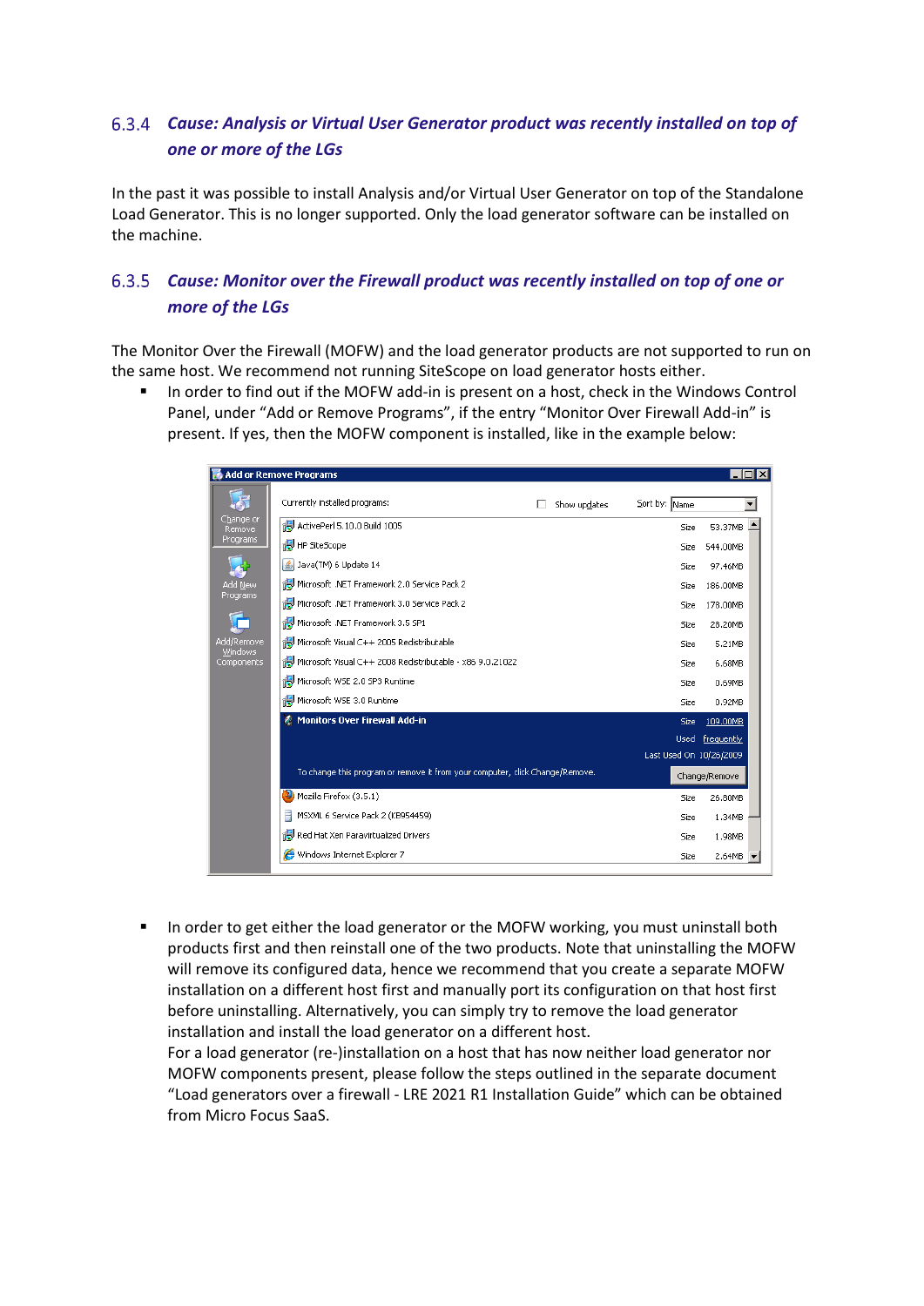### 6.3.4 *Cause: Analysis or Virtual User Generator product was recently installed on top of one or more of the LGs*

In the past it was possible to install Analysis and/or Virtual User Generator on top of the Standalone Load Generator. This is no longer supported. Only the load generator software can be installed on the machine.

### 6.3.5 *Cause: Monitor over the Firewall product was recently installed on top of one or more of the LGs*

The Monitor Over the Firewall (MOFW) and the load generator products are not supported to run on the same host. We recommend not running SiteScope on load generator hosts either.

- In order to find out if the MOFW add-in is present on a host, check in the Windows Control Panel, under "Add or Remove Programs", if the entry "Monitor Over Firewall Add-in" is present. If yes, then the MOFW component is installed, like in the example below:

- In order to get either the load generator or the MOFW working, you must uninstall both products first and then reinstall one of the two products. Note that uninstalling the MOFW will remove its configured data, hence we recommend that you create a separate MOFW installation on a different host first and manually port its configuration on that host first before uninstalling. Alternatively, you can simply try to remove the load generator installation and install the load generator on a different host.
  For a load generator (re-)installation on a host that has now neither load generator nor MOFW components present, please follow the steps outlined in the separate document "Load generators over a firewall - LRE 2021 R1 Installation Guide" which can be obtained from Micro Focus SaaS.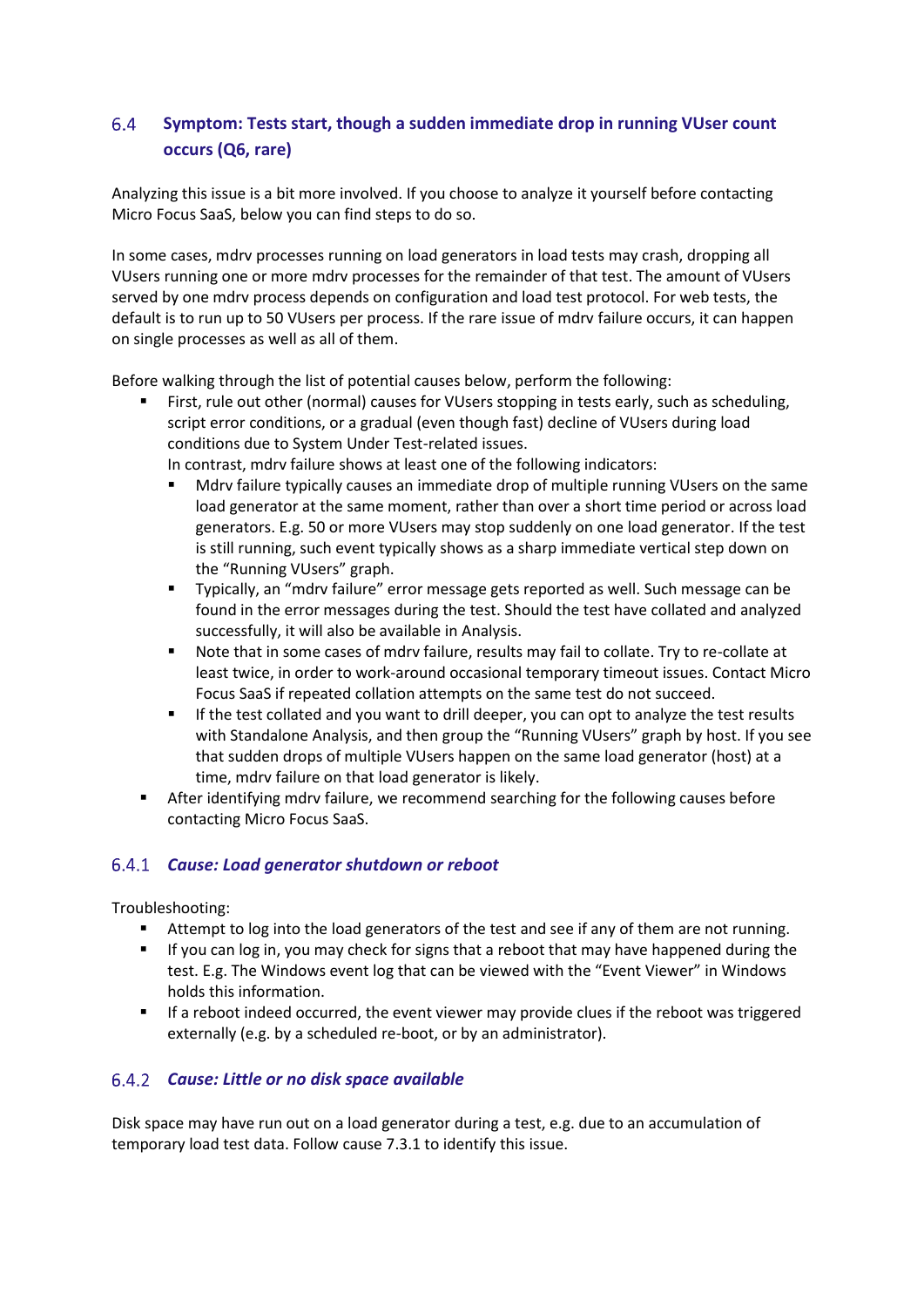## 6.4 Symptom: Tests start, though a sudden immediate drop in running VUser count occurs (Q6, rare)

Analyzing this issue is a bit more involved. If you choose to analyze it yourself before contacting Micro Focus SaaS, below you can find steps to do so.

In some cases, mdrv processes running on load generators in load tests may crash, dropping all VUsers running one or more mdrv processes for the remainder of that test. The amount of VUsers served by one mdrv process depends on configuration and load test protocol. For web tests, the default is to run up to 50 VUsers per process. If the rare issue of mdrv failure occurs, it can happen on single processes as well as all of them.

Before walking through the list of potential causes below, perform the following:

- First, rule out other (normal) causes for VUsers stopping in tests early, such as scheduling, script error conditions, or a gradual (even though fast) decline of VUsers during load conditions due to System Under Test-related issues.
  In contrast, mdrv failure shows at least one of the following indicators:
  - Mdrv failure typically causes an immediate drop of multiple running VUsers on the same load generator at the same moment, rather than over a short time period or across load generators. E.g. 50 or more VUsers may stop suddenly on one load generator. If the test is still running, such event typically shows as a sharp immediate vertical step down on the “Running VUsers” graph.
  - Typically, an “mdrv failure” error message gets reported as well. Such message can be found in the error messages during the test. Should the test have collated and analyzed successfully, it will also be available in Analysis.
  - Note that in some cases of mdrv failure, results may fail to collate. Try to re-collate at least twice, in order to work-around occasional temporary timeout issues. Contact Micro Focus SaaS if repeated collation attempts on the same test do not succeed.
  - If the test collated and you want to drill deeper, you can opt to analyze the test results with Standalone Analysis, and then group the “Running VUsers” graph by host. If you see that sudden drops of multiple VUsers happen on the same load generator (host) at a time, mdrv failure on that load generator is likely.
- After identifying mdrv failure, we recommend searching for the following causes before contacting Micro Focus SaaS.

### 6.4.1 *Cause: Load generator shutdown or reboot*

Troubleshooting:

- Attempt to log into the load generators of the test and see if any of them are not running.
- If you can log in, you may check for signs that a reboot that may have happened during the test. E.g. The Windows event log that can be viewed with the “Event Viewer” in Windows holds this information.
- If a reboot indeed occurred, the event viewer may provide clues if the reboot was triggered externally (e.g. by a scheduled re-boot, or by an administrator).

### 6.4.2 *Cause: Little or no disk space available*

Disk space may have run out on a load generator during a test, e.g. due to an accumulation of temporary load test data. Follow cause 7.3.1 to identify this issue.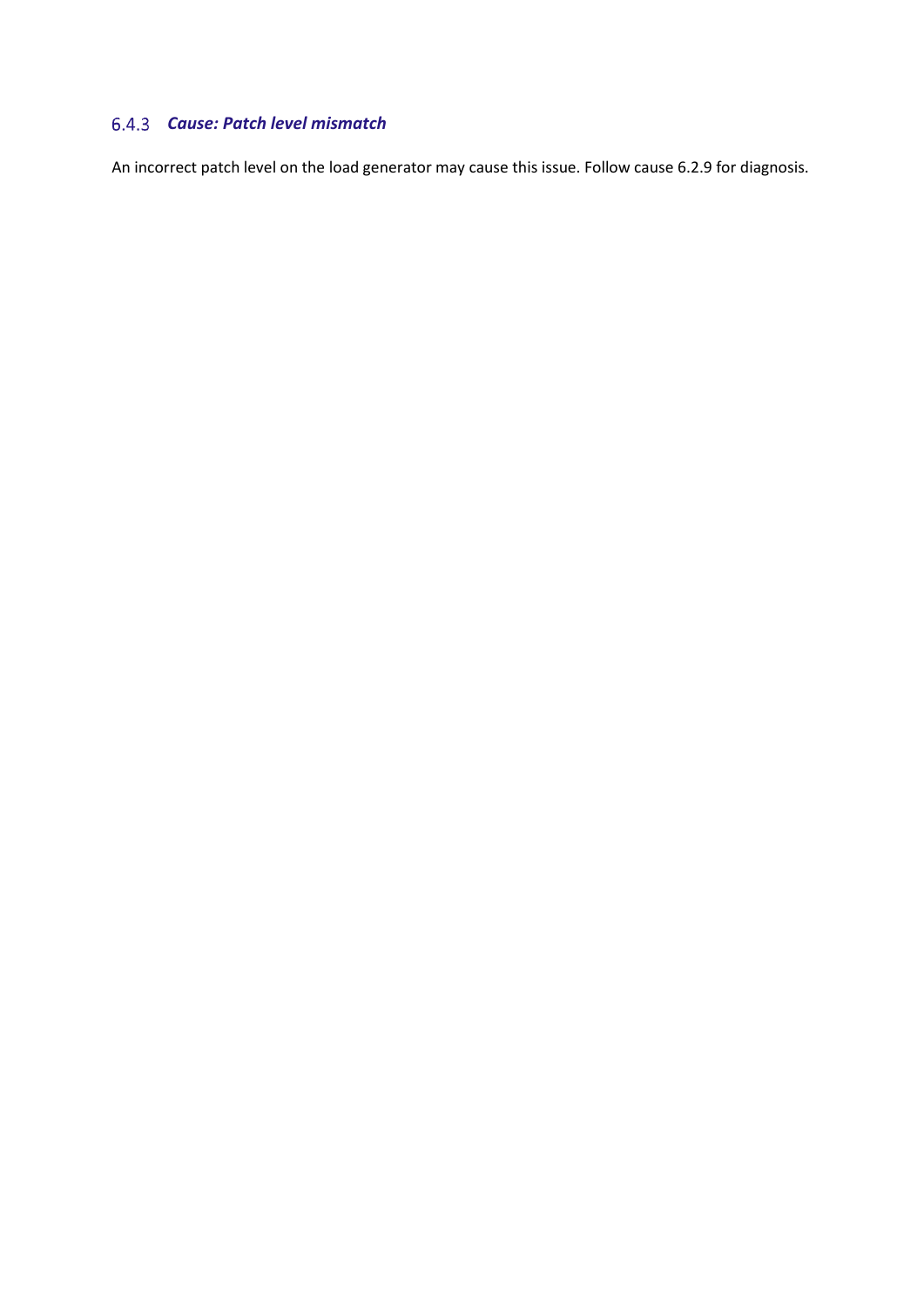### 6.4.3 *Cause: Patch level mismatch*

An incorrect patch level on the load generator may cause this issue. Follow cause 6.2.9 for diagnosis.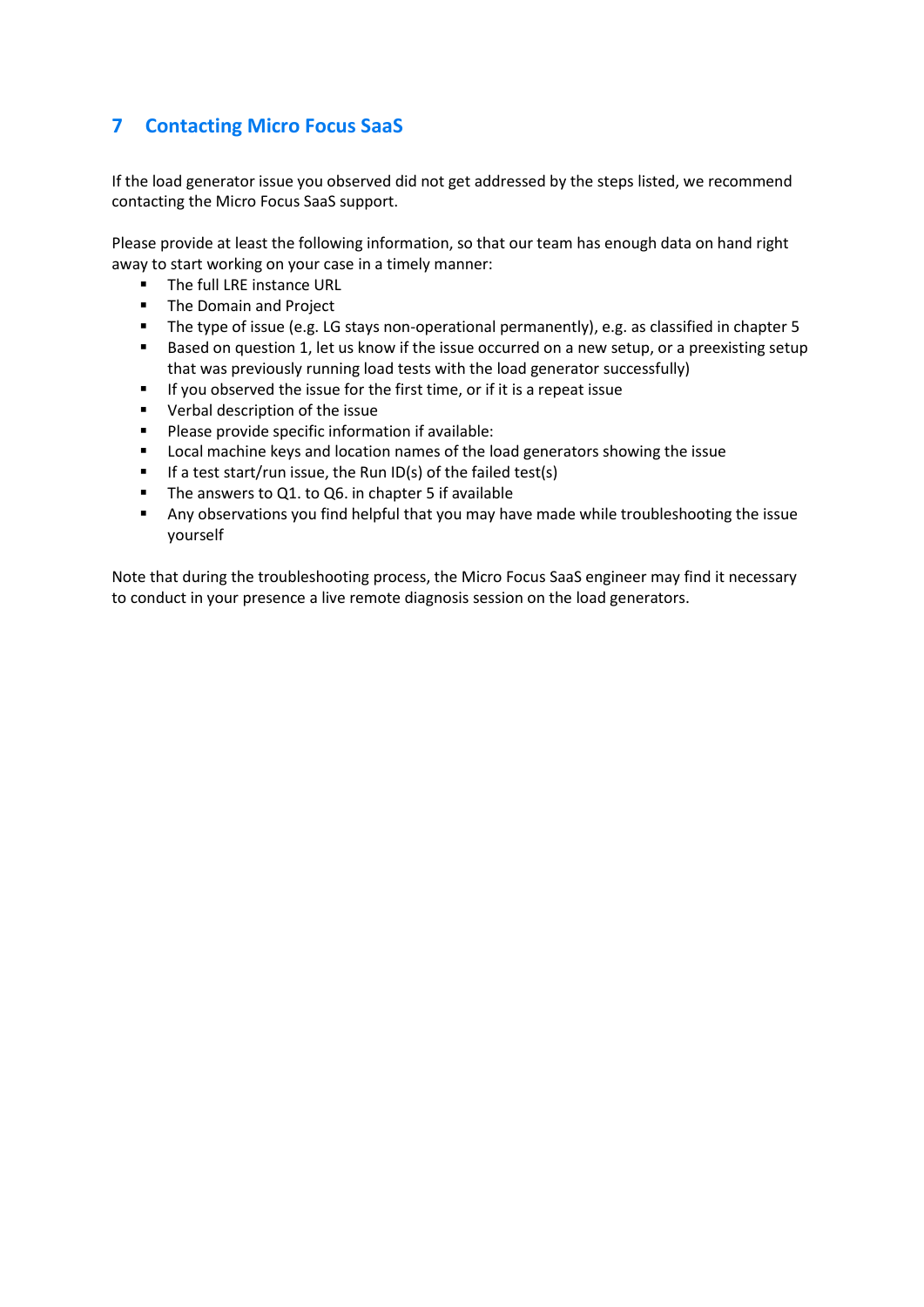# 7 Contacting Micro Focus SaaS

If the load generator issue you observed did not get addressed by the steps listed, we recommend contacting the Micro Focus SaaS support.

Please provide at least the following information, so that our team has enough data on hand right away to start working on your case in a timely manner:

- The full LRE instance URL
- The Domain and Project
- The type of issue (e.g. LG stays non-operational permanently), e.g. as classified in chapter 5
- Based on question 1, let us know if the issue occurred on a new setup, or a preexisting setup that was previously running load tests with the load generator successfully)
- If you observed the issue for the first time, or if it is a repeat issue
- Verbal description of the issue
- Please provide specific information if available:
- Local machine keys and location names of the load generators showing the issue
- If a test start/run issue, the Run ID(s) of the failed test(s)
- The answers to Q1. to Q6. in chapter 5 if available
- Any observations you find helpful that you may have made while troubleshooting the issue yourself

Note that during the troubleshooting process, the Micro Focus SaaS engineer may find it necessary to conduct in your presence a live remote diagnosis session on the load generators.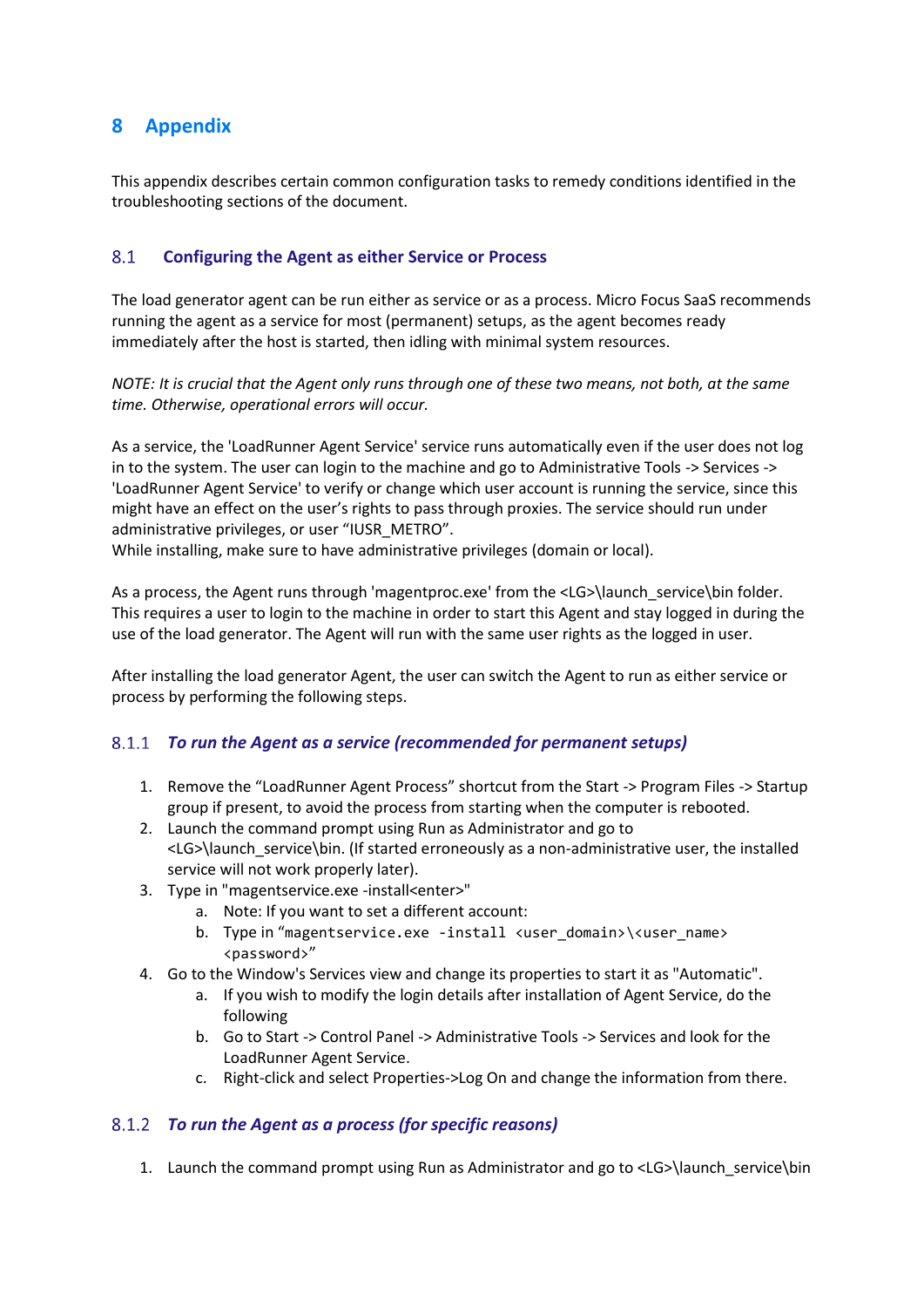# 8 Appendix

This appendix describes certain common configuration tasks to remedy conditions identified in the troubleshooting sections of the document.

## 8.1 Configuring the Agent as either Service or Process

The load generator agent can be run either as service or as a process. Micro Focus SaaS recommends running the agent as a service for most (permanent) setups, as the agent becomes ready immediately after the host is started, then idling with minimal system resources.

*NOTE: It is crucial that the Agent only runs through one of these two means, not both, at the same time. Otherwise, operational errors will occur.*

As a service, the 'LoadRunner Agent Service' service runs automatically even if the user does not log in to the system. The user can login to the machine and go to Administrative Tools -> Services -> 'LoadRunner Agent Service' to verify or change which user account is running the service, since this might have an effect on the user's rights to pass through proxies. The service should run under administrative privileges, or user "IUSR_METRO".
While installing, make sure to have administrative privileges (domain or local).

As a process, the Agent runs through 'magentproc.exe' from the <LG>\launch_service\bin folder. This requires a user to login to the machine in order to start this Agent and stay logged in during the use of the load generator. The Agent will run with the same user rights as the logged in user.

After installing the load generator Agent, the user can switch the Agent to run as either service or process by performing the following steps.

### 8.1.1 *To run the Agent as a service (recommended for permanent setups)*

1. Remove the "LoadRunner Agent Process" shortcut from the Start -> Program Files -> Startup group if present, to avoid the process from starting when the computer is rebooted.
2. Launch the command prompt using Run as Administrator and go to <LG>\launch_service\bin. (If started erroneously as a non-administrative user, the installed service will not work properly later).
3. Type in "magentservice.exe -install<enter>"
   a. Note: If you want to set a different account:
   b. Type in "`magentservice.exe -install <user_domain>\<user_name> <password>`"
4. Go to the Window's Services view and change its properties to start it as "Automatic".
   a. If you wish to modify the login details after installation of Agent Service, do the following
   b. Go to Start -> Control Panel -> Administrative Tools -> Services and look for the LoadRunner Agent Service.
   c. Right-click and select Properties->Log On and change the information from there.

### 8.1.2 *To run the Agent as a process (for specific reasons)*

1. Launch the command prompt using Run as Administrator and go to <LG>\launch_service\bin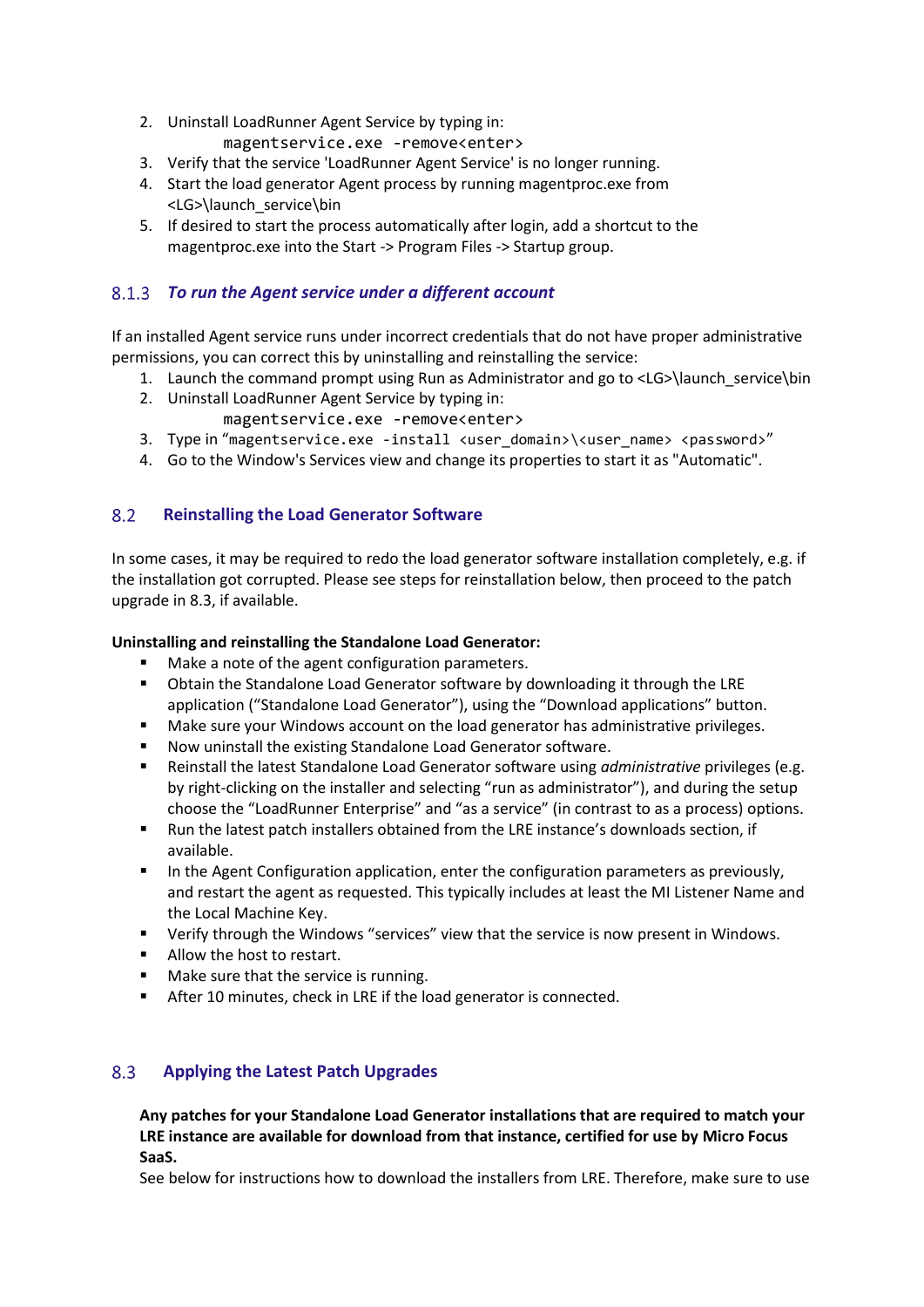2. Uninstall LoadRunner Agent Service by typing in:
   `magentservice.exe -remove<enter>`
3. Verify that the service 'LoadRunner Agent Service' is no longer running.
4. Start the load generator Agent process by running magentproc.exe from <LG>\launch_service\bin
5. If desired to start the process automatically after login, add a shortcut to the magentproc.exe into the Start -> Program Files -> Startup group.

### 8.1.3 *To run the Agent service under a different account*

If an installed Agent service runs under incorrect credentials that do not have proper administrative permissions, you can correct this by uninstalling and reinstalling the service:

1. Launch the command prompt using Run as Administrator and go to <LG>\launch_service\bin
2. Uninstall LoadRunner Agent Service by typing in:
   `magentservice.exe -remove<enter>`
3. Type in "`magentservice.exe -install <user_domain>\<user_name> <password>`"
4. Go to the Window's Services view and change its properties to start it as "Automatic".

## 8.2 Reinstalling the Load Generator Software

In some cases, it may be required to redo the load generator software installation completely, e.g. if the installation got corrupted. Please see steps for reinstallation below, then proceed to the patch upgrade in 8.3, if available.

**Uninstalling and reinstalling the Standalone Load Generator:**

- Make a note of the agent configuration parameters.
- Obtain the Standalone Load Generator software by downloading it through the LRE application ("Standalone Load Generator"), using the "Download applications" button.
- Make sure your Windows account on the load generator has administrative privileges.
- Now uninstall the existing Standalone Load Generator software.
- Reinstall the latest Standalone Load Generator software using *administrative* privileges (e.g. by right-clicking on the installer and selecting "run as administrator"), and during the setup choose the "LoadRunner Enterprise" and "as a service" (in contrast to as a process) options.
- Run the latest patch installers obtained from the LRE instance's downloads section, if available.
- In the Agent Configuration application, enter the configuration parameters as previously, and restart the agent as requested. This typically includes at least the MI Listener Name and the Local Machine Key.
- Verify through the Windows "services" view that the service is now present in Windows.
- Allow the host to restart.
- Make sure that the service is running.
- After 10 minutes, check in LRE if the load generator is connected.

## 8.3 Applying the Latest Patch Upgrades

**Any patches for your Standalone Load Generator installations that are required to match your LRE instance are available for download from that instance, certified for use by Micro Focus SaaS.**

See below for instructions how to download the installers from LRE. Therefore, make sure to use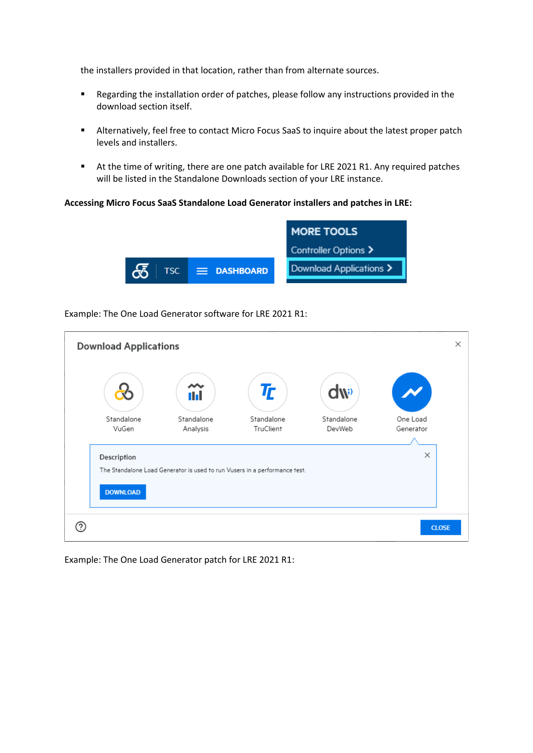the installers provided in that location, rather than from alternate sources.

- Regarding the installation order of patches, please follow any instructions provided in the download section itself.
- Alternatively, feel free to contact Micro Focus SaaS to inquire about the latest proper patch levels and installers.
- At the time of writing, there are one patch available for LRE 2021 R1. Any required patches will be listed in the Standalone Downloads section of your LRE instance.

**Accessing Micro Focus SaaS Standalone Load Generator installers and patches in LRE:**

Example: The One Load Generator software for LRE 2021 R1:

Example: The One Load Generator patch for LRE 2021 R1: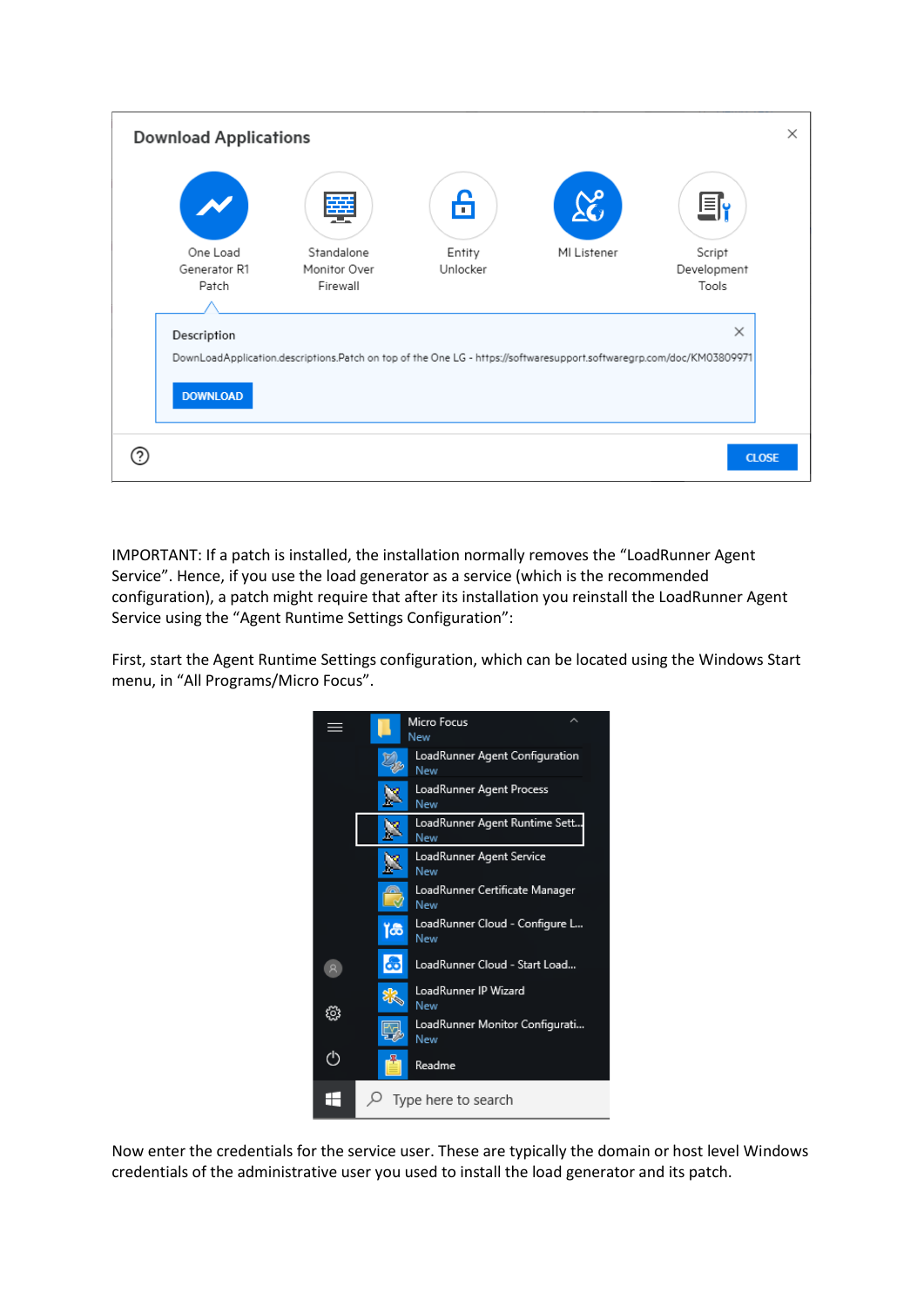IMPORTANT: If a patch is installed, the installation normally removes the “LoadRunner Agent Service”. Hence, if you use the load generator as a service (which is the recommended configuration), a patch might require that after its installation you reinstall the LoadRunner Agent Service using the “Agent Runtime Settings Configuration”:

First, start the Agent Runtime Settings configuration, which can be located using the Windows Start menu, in “All Programs/Micro Focus”.

Now enter the credentials for the service user. These are typically the domain or host level Windows credentials of the administrative user you used to install the load generator and its patch.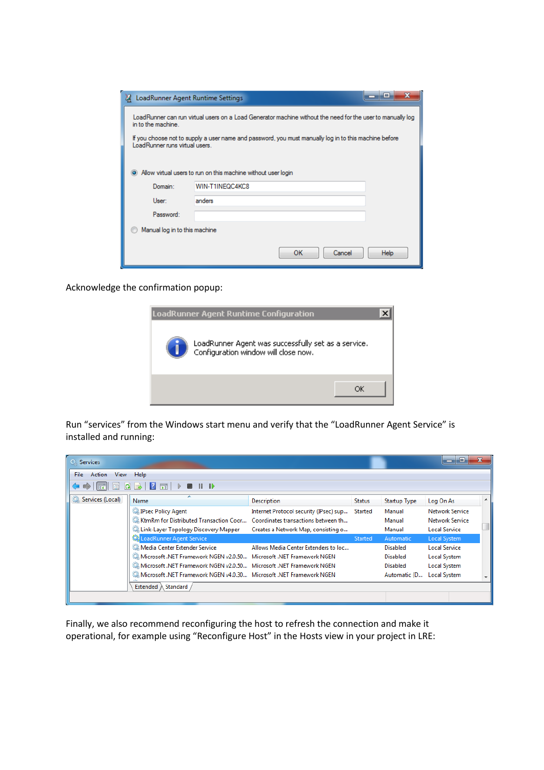Acknowledge the confirmation popup:

Run “services” from the Windows start menu and verify that the “LoadRunner Agent Service” is installed and running:

Finally, we also recommend reconfiguring the host to refresh the connection and make it operational, for example using “Reconfigure Host” in the Hosts view in your project in LRE: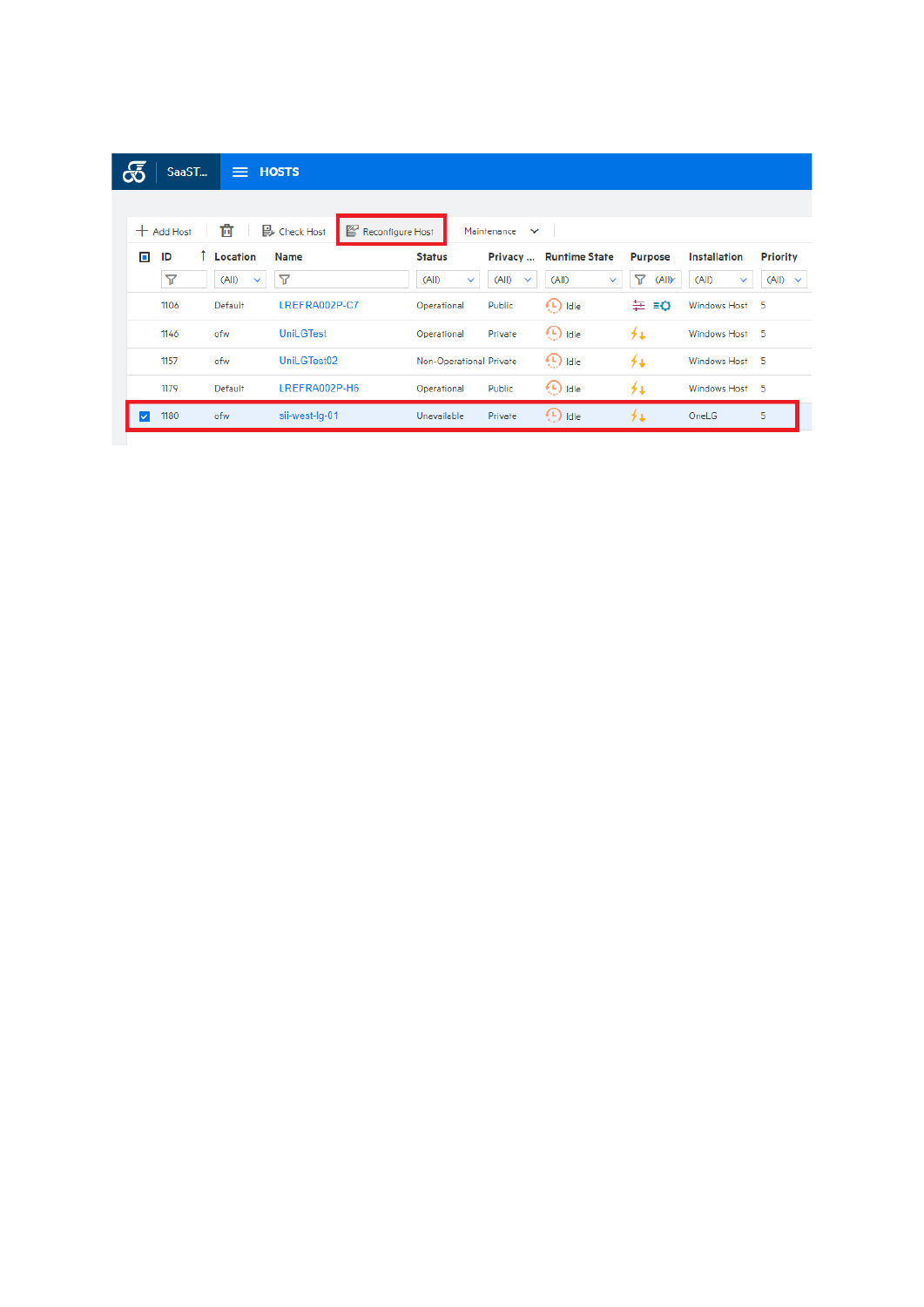SaaST... HOSTS

Add Host | Check Host | Reconfigure Host | Maintenance

| ID | Location | Name | Status | Privacy ... | Runtime State | Purpose | Installation | Priority |
|---|---|---|---|---|---|---|---|---|
| | (All) | | (All) | (All) | (All) | (All) | (All) | (All) |
| 1106 | Default | LREFRA002P-C7 | Operational | Public | Idle | | Windows Host | 5 |
| 1146 | ofw | UniLGTest | Operational | Private | Idle | | Windows Host | 5 |
| 1157 | ofw | UniLGTest02 | Non-Operational | Private | Idle | | Windows Host | 5 |
| 1179 | Default | LREFRA002P-H6 | Operational | Public | Idle | | Windows Host | 5 |
| 1180 | ofw | sii-west-lg-01 | Unavailable | Private | Idle | | OneLG | 5 |